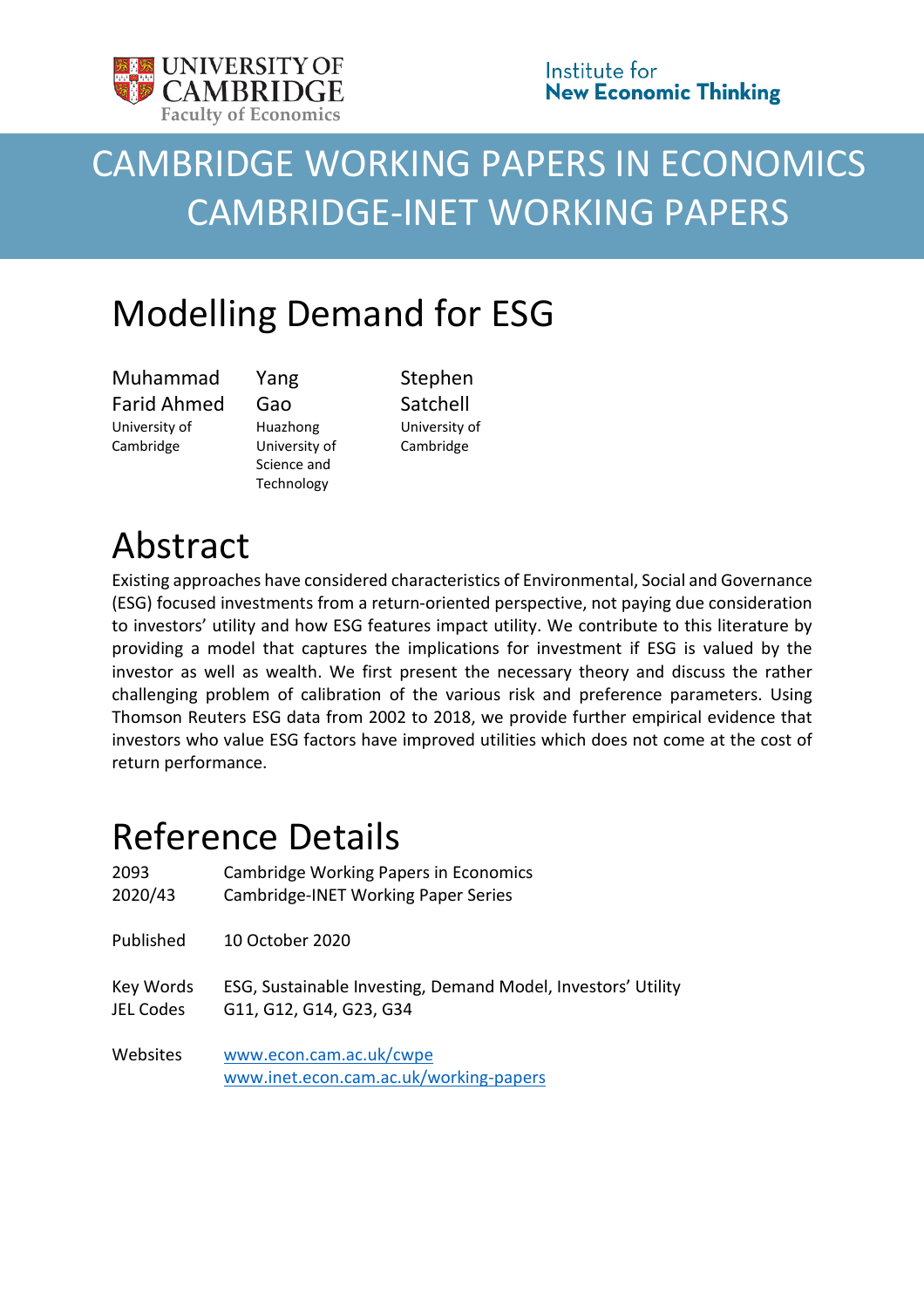UNIVERSITY OF CAMBRIDGE
Faculty of Economics

Institute for
**New Economic Thinking**

# CAMBRIDGE WORKING PAPERS IN ECONOMICS
# CAMBRIDGE-INET WORKING PAPERS

# Modelling Demand for ESG

| Muhammad Farid Ahmed | Yang Gao | Stephen Satchell |
|---|---|---|
| University of Cambridge | Huazhong University of Science and Technology | University of Cambridge |

# Abstract

Existing approaches have considered characteristics of Environmental, Social and Governance (ESG) focused investments from a return-oriented perspective, not paying due consideration to investors' utility and how ESG features impact utility. We contribute to this literature by providing a model that captures the implications for investment if ESG is valued by the investor as well as wealth. We first present the necessary theory and discuss the rather challenging problem of calibration of the various risk and preference parameters. Using Thomson Reuters ESG data from 2002 to 2018, we provide further empirical evidence that investors who value ESG factors have improved utilities which does not come at the cost of return performance.

# Reference Details

| | |
|---|---|
| 2093 | Cambridge Working Papers in Economics |
| 2020/43 | Cambridge-INET Working Paper Series |
| Published | 10 October 2020 |
| Key Words | ESG, Sustainable Investing, Demand Model, Investors' Utility |
| JEL Codes | G11, G12, G14, G23, G34 |
| Websites | www.econ.cam.ac.uk/cwpe<br>www.inet.econ.cam.ac.uk/working-papers |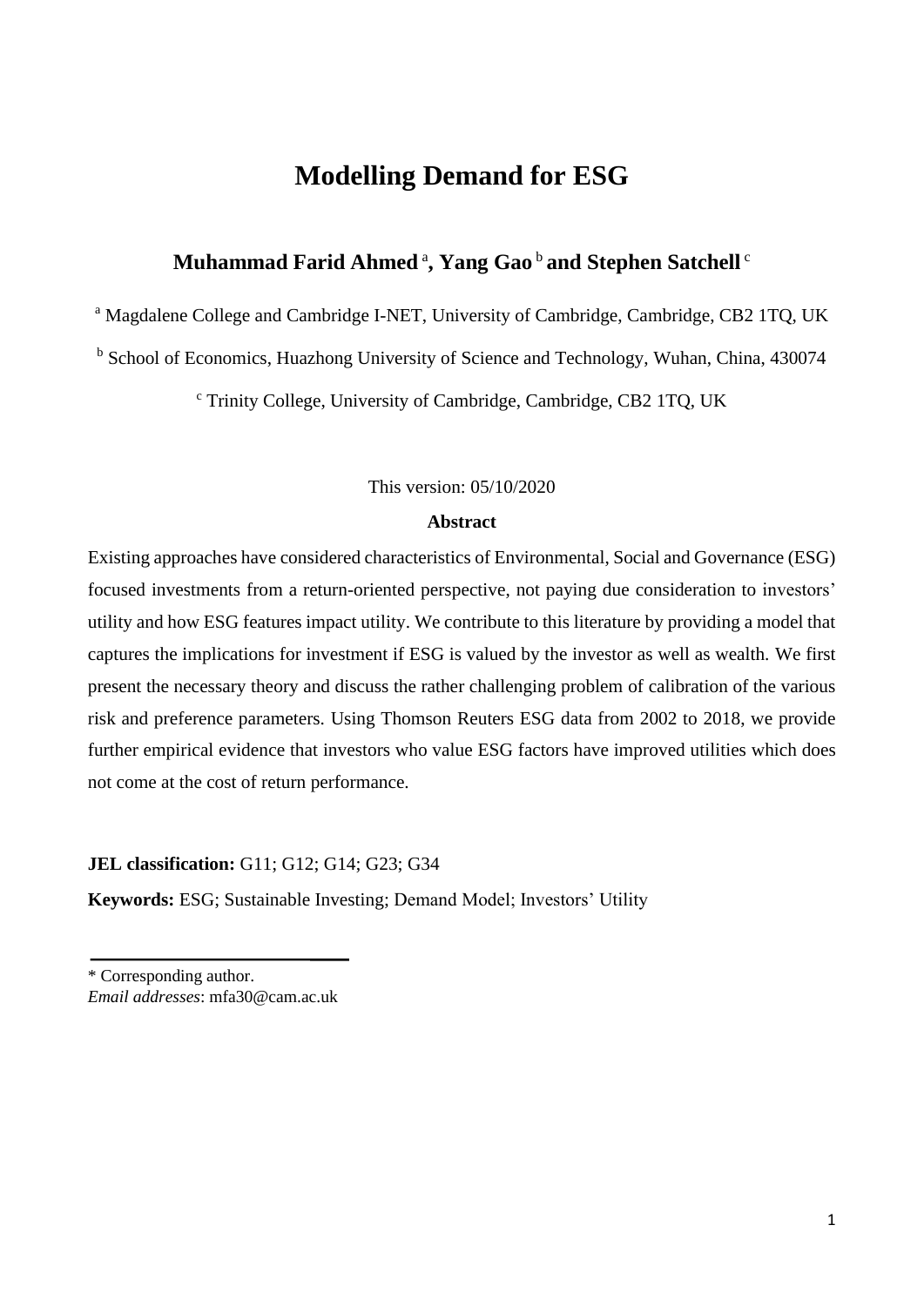# Modelling Demand for ESG

**Muhammad Farid Ahmed** [a], **Yang Gao** [b] **and Stephen Satchell** [c]

[a] Magdalene College and Cambridge I-NET, University of Cambridge, Cambridge, CB2 1TQ, UK

[b] School of Economics, Huazhong University of Science and Technology, Wuhan, China, 430074

[c] Trinity College, University of Cambridge, Cambridge, CB2 1TQ, UK

This version: 05/10/2020

**Abstract**

Existing approaches have considered characteristics of Environmental, Social and Governance (ESG) focused investments from a return-oriented perspective, not paying due consideration to investors' utility and how ESG features impact utility. We contribute to this literature by providing a model that captures the implications for investment if ESG is valued by the investor as well as wealth. We first present the necessary theory and discuss the rather challenging problem of calibration of the various risk and preference parameters. Using Thomson Reuters ESG data from 2002 to 2018, we provide further empirical evidence that investors who value ESG factors have improved utilities which does not come at the cost of return performance.

**JEL classification:** G11; G12; G14; G23; G34

**Keywords:** ESG; Sustainable Investing; Demand Model; Investors' Utility

---

* Corresponding author.
*Email addresses*: mfa30@cam.ac.uk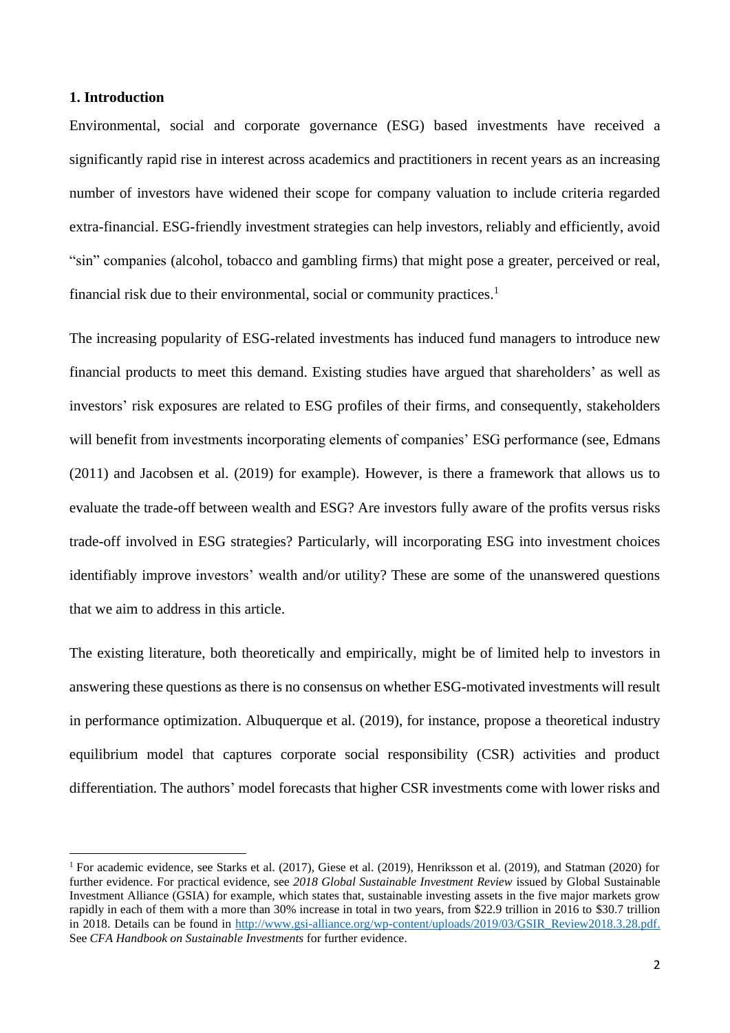## 1. Introduction

Environmental, social and corporate governance (ESG) based investments have received a significantly rapid rise in interest across academics and practitioners in recent years as an increasing number of investors have widened their scope for company valuation to include criteria regarded extra-financial. ESG-friendly investment strategies can help investors, reliably and efficiently, avoid "sin" companies (alcohol, tobacco and gambling firms) that might pose a greater, perceived or real, financial risk due to their environmental, social or community practices.[1]

The increasing popularity of ESG-related investments has induced fund managers to introduce new financial products to meet this demand. Existing studies have argued that shareholders' as well as investors' risk exposures are related to ESG profiles of their firms, and consequently, stakeholders will benefit from investments incorporating elements of companies' ESG performance (see, Edmans (2011) and Jacobsen et al. (2019) for example). However, is there a framework that allows us to evaluate the trade-off between wealth and ESG? Are investors fully aware of the profits versus risks trade-off involved in ESG strategies? Particularly, will incorporating ESG into investment choices identifiably improve investors' wealth and/or utility? These are some of the unanswered questions that we aim to address in this article.

The existing literature, both theoretically and empirically, might be of limited help to investors in answering these questions as there is no consensus on whether ESG-motivated investments will result in performance optimization. Albuquerque et al. (2019), for instance, propose a theoretical industry equilibrium model that captures corporate social responsibility (CSR) activities and product differentiation. The authors' model forecasts that higher CSR investments come with lower risks and

---

[1] For academic evidence, see Starks et al. (2017), Giese et al. (2019), Henriksson et al. (2019), and Statman (2020) for further evidence. For practical evidence, see *2018 Global Sustainable Investment Review* issued by Global Sustainable Investment Alliance (GSIA) for example, which states that, sustainable investing assets in the five major markets grow rapidly in each of them with a more than 30% increase in total in two years, from $22.9 trillion in 2016 to $30.7 trillion in 2018. Details can be found in http://www.gsi-alliance.org/wp-content/uploads/2019/03/GSIR_Review2018.3.28.pdf. See *CFA Handbook on Sustainable Investments* for further evidence.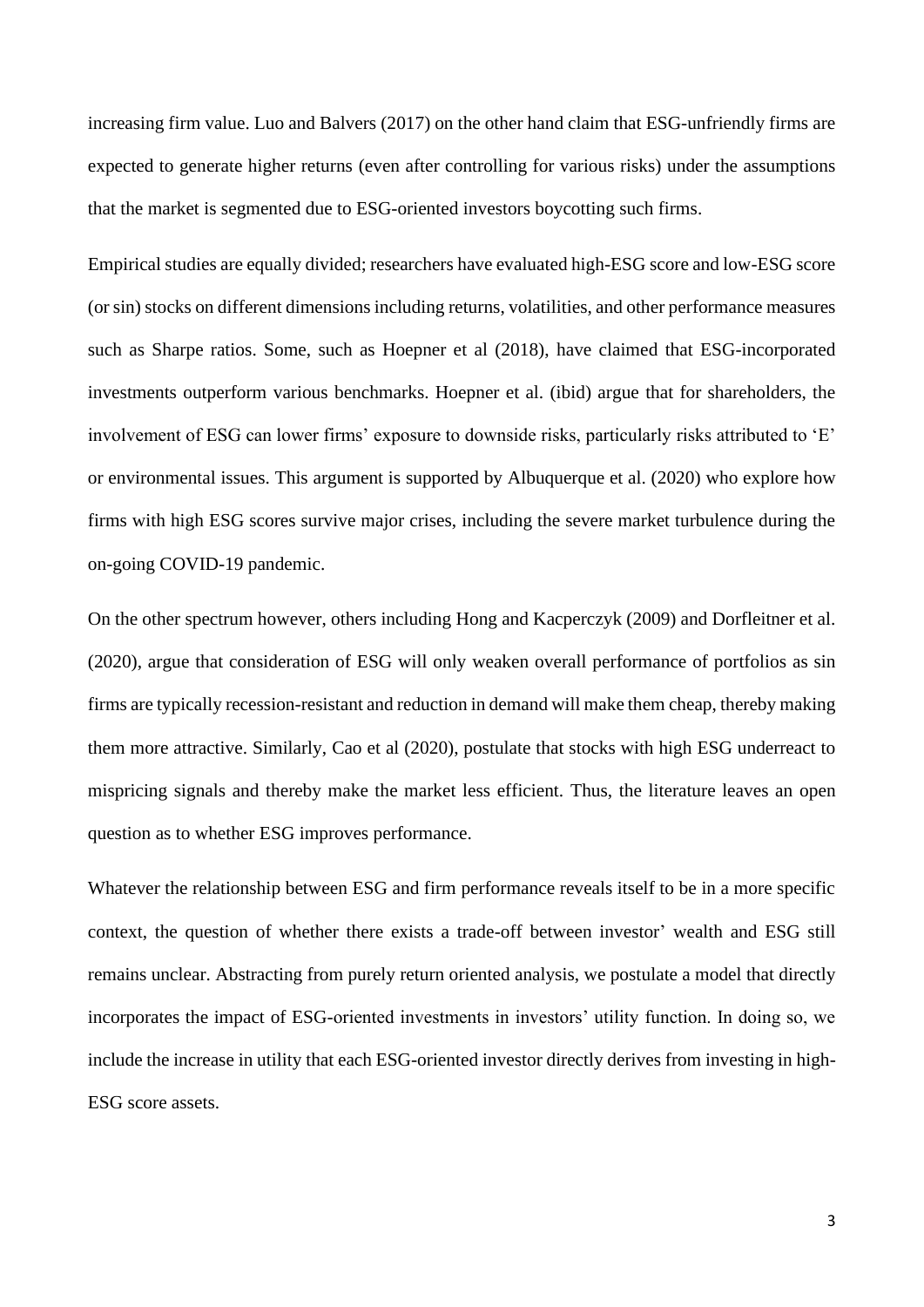increasing firm value. Luo and Balvers (2017) on the other hand claim that ESG-unfriendly firms are expected to generate higher returns (even after controlling for various risks) under the assumptions that the market is segmented due to ESG-oriented investors boycotting such firms.

Empirical studies are equally divided; researchers have evaluated high-ESG score and low-ESG score (or sin) stocks on different dimensions including returns, volatilities, and other performance measures such as Sharpe ratios. Some, such as Hoepner et al (2018), have claimed that ESG-incorporated investments outperform various benchmarks. Hoepner et al. (ibid) argue that for shareholders, the involvement of ESG can lower firms' exposure to downside risks, particularly risks attributed to 'E' or environmental issues. This argument is supported by Albuquerque et al. (2020) who explore how firms with high ESG scores survive major crises, including the severe market turbulence during the on-going COVID-19 pandemic.

On the other spectrum however, others including Hong and Kacperczyk (2009) and Dorfleitner et al. (2020), argue that consideration of ESG will only weaken overall performance of portfolios as sin firms are typically recession-resistant and reduction in demand will make them cheap, thereby making them more attractive. Similarly, Cao et al (2020), postulate that stocks with high ESG underreact to mispricing signals and thereby make the market less efficient. Thus, the literature leaves an open question as to whether ESG improves performance.

Whatever the relationship between ESG and firm performance reveals itself to be in a more specific context, the question of whether there exists a trade-off between investor' wealth and ESG still remains unclear. Abstracting from purely return oriented analysis, we postulate a model that directly incorporates the impact of ESG-oriented investments in investors' utility function. In doing so, we include the increase in utility that each ESG-oriented investor directly derives from investing in high-ESG score assets.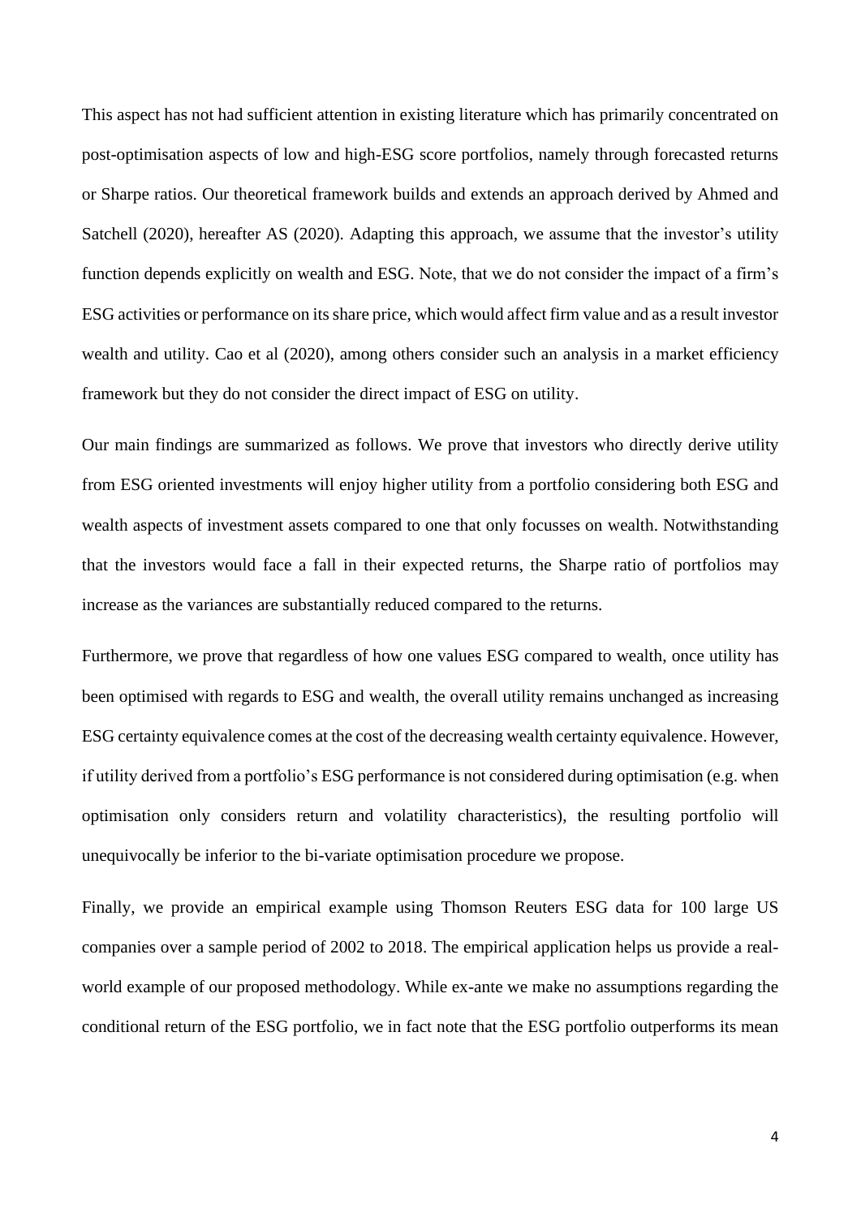This aspect has not had sufficient attention in existing literature which has primarily concentrated on post-optimisation aspects of low and high-ESG score portfolios, namely through forecasted returns or Sharpe ratios. Our theoretical framework builds and extends an approach derived by Ahmed and Satchell (2020), hereafter AS (2020). Adapting this approach, we assume that the investor's utility function depends explicitly on wealth and ESG. Note, that we do not consider the impact of a firm's ESG activities or performance on its share price, which would affect firm value and as a result investor wealth and utility. Cao et al (2020), among others consider such an analysis in a market efficiency framework but they do not consider the direct impact of ESG on utility.

Our main findings are summarized as follows. We prove that investors who directly derive utility from ESG oriented investments will enjoy higher utility from a portfolio considering both ESG and wealth aspects of investment assets compared to one that only focusses on wealth. Notwithstanding that the investors would face a fall in their expected returns, the Sharpe ratio of portfolios may increase as the variances are substantially reduced compared to the returns.

Furthermore, we prove that regardless of how one values ESG compared to wealth, once utility has been optimised with regards to ESG and wealth, the overall utility remains unchanged as increasing ESG certainty equivalence comes at the cost of the decreasing wealth certainty equivalence. However, if utility derived from a portfolio's ESG performance is not considered during optimisation (e.g. when optimisation only considers return and volatility characteristics), the resulting portfolio will unequivocally be inferior to the bi-variate optimisation procedure we propose.

Finally, we provide an empirical example using Thomson Reuters ESG data for 100 large US companies over a sample period of 2002 to 2018. The empirical application helps us provide a real-world example of our proposed methodology. While ex-ante we make no assumptions regarding the conditional return of the ESG portfolio, we in fact note that the ESG portfolio outperforms its mean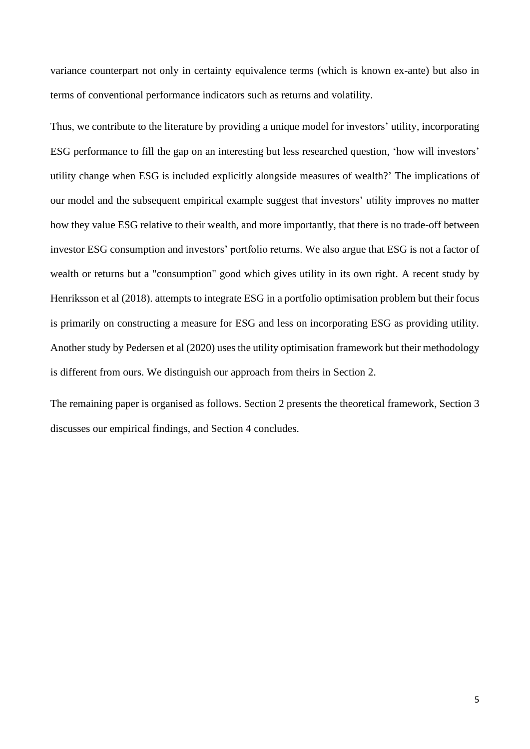variance counterpart not only in certainty equivalence terms (which is known ex-ante) but also in terms of conventional performance indicators such as returns and volatility.

Thus, we contribute to the literature by providing a unique model for investors' utility, incorporating ESG performance to fill the gap on an interesting but less researched question, 'how will investors' utility change when ESG is included explicitly alongside measures of wealth?' The implications of our model and the subsequent empirical example suggest that investors' utility improves no matter how they value ESG relative to their wealth, and more importantly, that there is no trade-off between investor ESG consumption and investors' portfolio returns. We also argue that ESG is not a factor of wealth or returns but a "consumption" good which gives utility in its own right. A recent study by Henriksson et al (2018). attempts to integrate ESG in a portfolio optimisation problem but their focus is primarily on constructing a measure for ESG and less on incorporating ESG as providing utility. Another study by Pedersen et al (2020) uses the utility optimisation framework but their methodology is different from ours. We distinguish our approach from theirs in Section 2.

The remaining paper is organised as follows. Section 2 presents the theoretical framework, Section 3 discusses our empirical findings, and Section 4 concludes.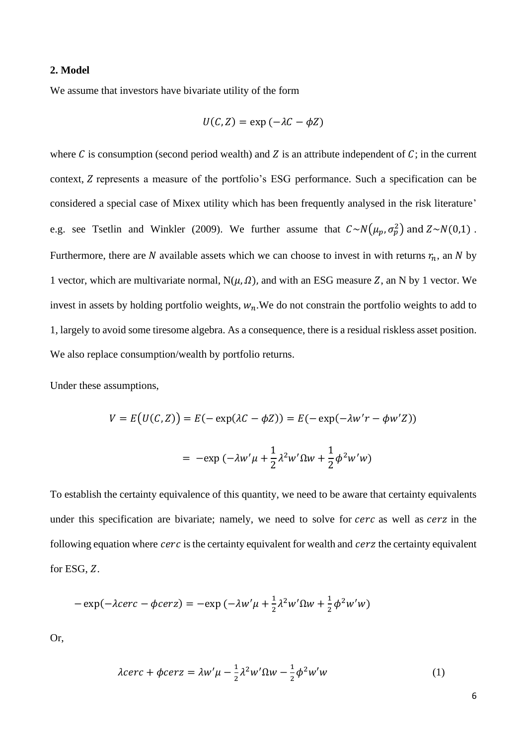## 2. Model

We assume that investors have bivariate utility of the form

$$U(C,Z) = \exp\left(-\lambda C - \phi Z\right)$$

where $C$ is consumption (second period wealth) and $Z$ is an attribute independent of $C$; in the current context, $Z$ represents a measure of the portfolio's ESG performance. Such a specification can be considered a special case of Mixex utility which has been frequently analysed in the risk literature' e.g. see Tsetlin and Winkler (2009). We further assume that $C \sim N(\mu_p, \sigma_p^2)$ and $Z \sim N(0,1)$ . Furthermore, there are $N$ available assets which we can choose to invest in with returns $r_n$, an $N$ by 1 vector, which are multivariate normal, $N(\mu, \Omega)$, and with an ESG measure $Z$, an N by 1 vector. We invest in assets by holding portfolio weights, $w_n$.We do not constrain the portfolio weights to add to 1, largely to avoid some tiresome algebra. As a consequence, there is a residual riskless asset position. We also replace consumption/wealth by portfolio returns.

Under these assumptions,

$$V = E\big(U(C,Z)\big) = E(-\exp(\lambda C - \phi Z)) = E(-\exp(-\lambda w'r - \phi w'Z))$$

$$= -\exp\left(-\lambda w'\mu + \frac{1}{2}\lambda^2 w'\Omega w + \frac{1}{2}\phi^2 w'w\right)$$

To establish the certainty equivalence of this quantity, we need to be aware that certainty equivalents under this specification are bivariate; namely, we need to solve for $cerc$ as well as $cerz$ in the following equation where $cerc$ is the certainty equivalent for wealth and $cerz$ the certainty equivalent for ESG, $Z$.

$$-\exp(-\lambda cerc - \phi cerz) = -\exp\left(-\lambda w'\mu + \tfrac{1}{2}\lambda^2 w'\Omega w + \tfrac{1}{2}\phi^2 w'w\right)$$

Or,

$$\lambda cerc + \phi cerz = \lambda w'\mu - \tfrac{1}{2}\lambda^2 w'\Omega w - \tfrac{1}{2}\phi^2 w'w \tag{1}$$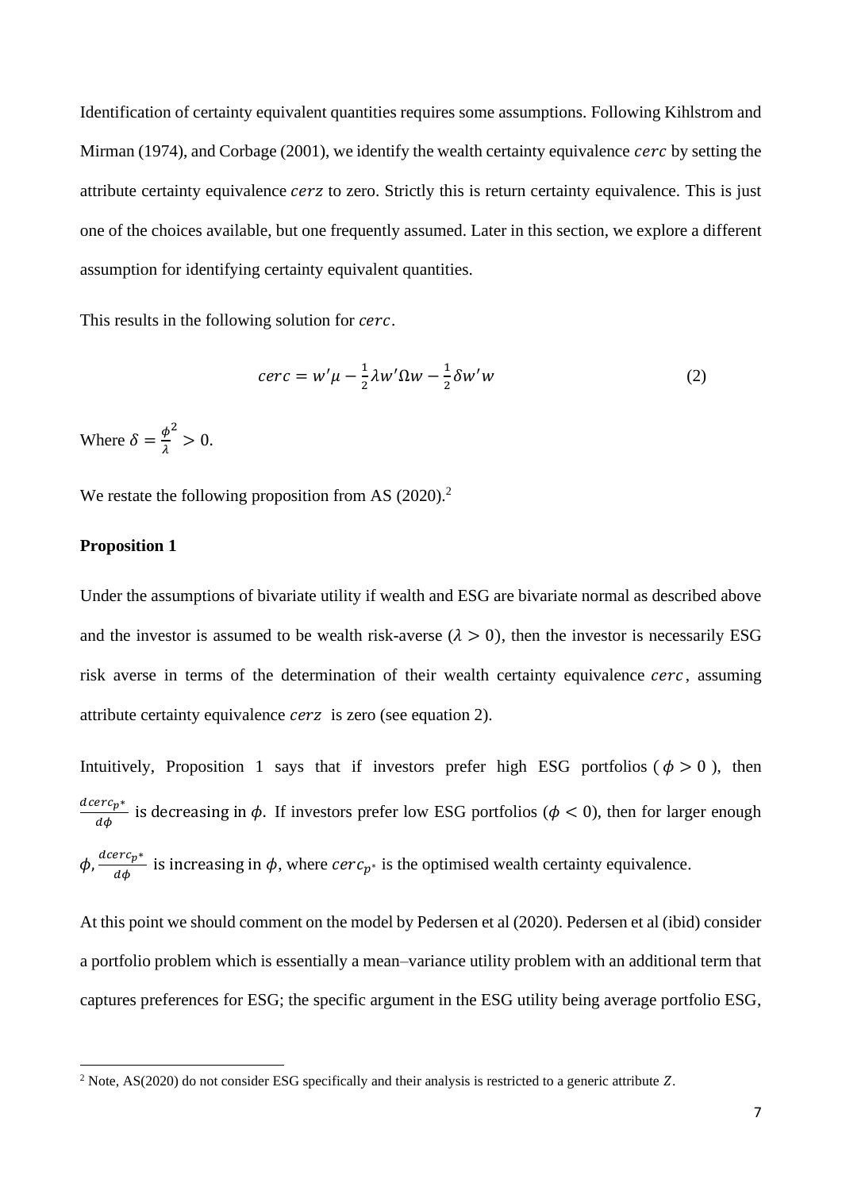Identification of certainty equivalent quantities requires some assumptions. Following Kihlstrom and Mirman (1974), and Corbage (2001), we identify the wealth certainty equivalence $cerc$ by setting the attribute certainty equivalence $cerz$ to zero. Strictly this is return certainty equivalence. This is just one of the choices available, but one frequently assumed. Later in this section, we explore a different assumption for identifying certainty equivalent quantities.

This results in the following solution for $cerc$.

$$cerc = w'\mu - \frac{1}{2}\lambda w'\Omega w - \frac{1}{2}\delta w'w \tag{2}$$

Where $\delta = \frac{\phi^2}{\lambda} > 0$.

We restate the following proposition from AS (2020).[2]

**Proposition 1**

Under the assumptions of bivariate utility if wealth and ESG are bivariate normal as described above and the investor is assumed to be wealth risk-averse ($\lambda > 0$), then the investor is necessarily ESG risk averse in terms of the determination of their wealth certainty equivalence $cerc$, assuming attribute certainty equivalence $cerz$ is zero (see equation 2).

Intuitively, Proposition 1 says that if investors prefer high ESG portfolios ($\phi > 0$), then $\frac{dcerc_{p^*}}{d\phi}$ is decreasing in $\phi$. If investors prefer low ESG portfolios ($\phi < 0$), then for larger enough $\phi$, $\frac{dcerc_{p^*}}{d\phi}$ is increasing in $\phi$, where $cerc_{p^*}$ is the optimised wealth certainty equivalence.

At this point we should comment on the model by Pedersen et al (2020). Pedersen et al (ibid) consider a portfolio problem which is essentially a mean–variance utility problem with an additional term that captures preferences for ESG; the specific argument in the ESG utility being average portfolio ESG,

[2] Note, AS(2020) do not consider ESG specifically and their analysis is restricted to a generic attribute $Z$.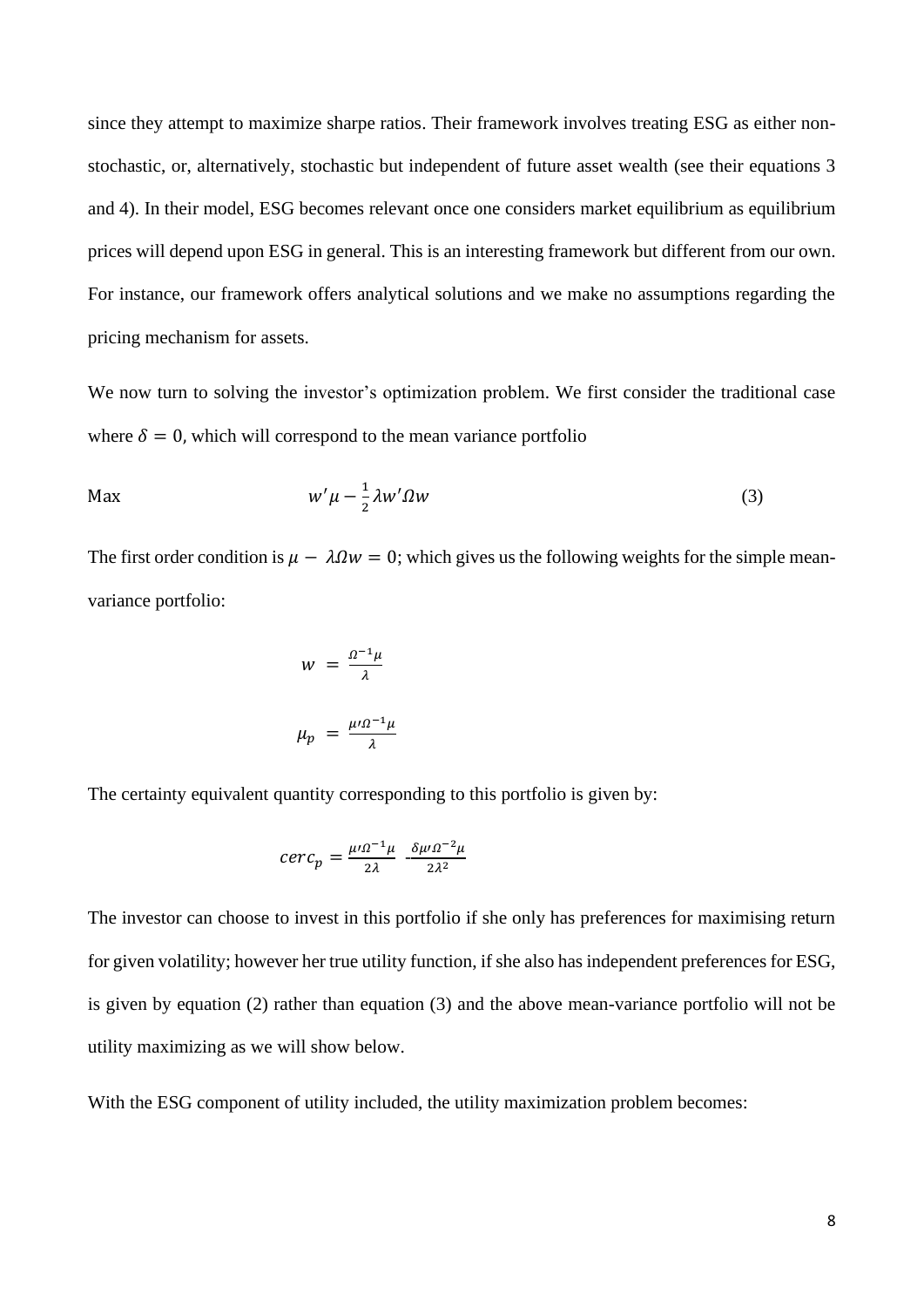since they attempt to maximize sharpe ratios. Their framework involves treating ESG as either non-stochastic, or, alternatively, stochastic but independent of future asset wealth (see their equations 3 and 4). In their model, ESG becomes relevant once one considers market equilibrium as equilibrium prices will depend upon ESG in general. This is an interesting framework but different from our own. For instance, our framework offers analytical solutions and we make no assumptions regarding the pricing mechanism for assets.

We now turn to solving the investor's optimization problem. We first consider the traditional case where $\delta = 0$, which will correspond to the mean variance portfolio

$$\text{Max} \qquad w'\mu - \frac{1}{2}\lambda w'\Omega w \tag{3}$$

The first order condition is $\mu - \lambda\Omega w = 0$; which gives us the following weights for the simple mean-variance portfolio:

$$w = \frac{\Omega^{-1}\mu}{\lambda}$$

$$\mu_p = \frac{\mu'\Omega^{-1}\mu}{\lambda}$$

The certainty equivalent quantity corresponding to this portfolio is given by:

$$cerc_p = \frac{\mu'\Omega^{-1}\mu}{2\lambda} - \frac{\delta\mu'\Omega^{-2}\mu}{2\lambda^2}$$

The investor can choose to invest in this portfolio if she only has preferences for maximising return for given volatility; however her true utility function, if she also has independent preferences for ESG, is given by equation (2) rather than equation (3) and the above mean-variance portfolio will not be utility maximizing as we will show below.

With the ESG component of utility included, the utility maximization problem becomes: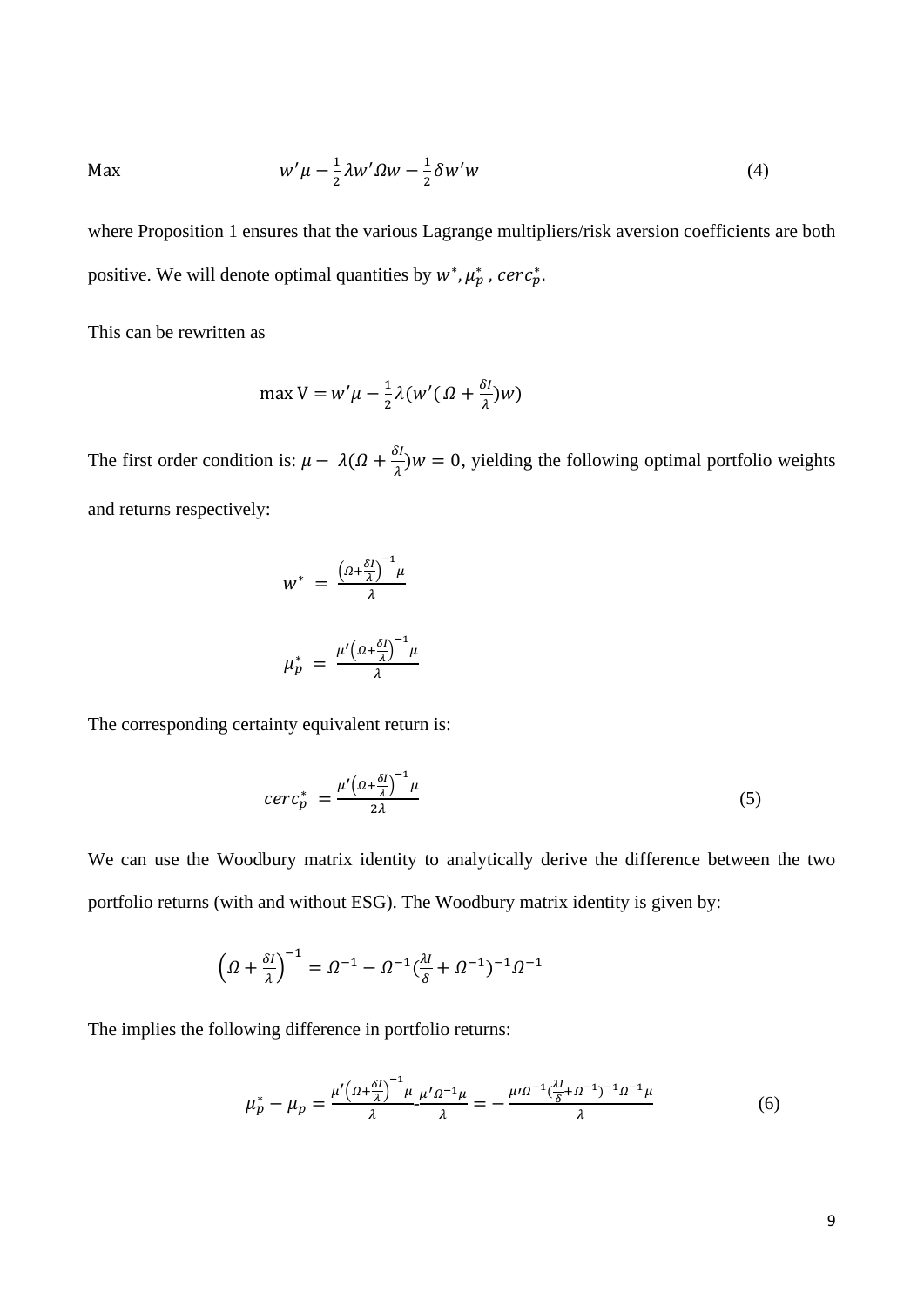$$\text{Max} \qquad w'\mu - \frac{1}{2}\lambda w'\Omega w - \frac{1}{2}\delta w'w \tag{4}$$

where Proposition 1 ensures that the various Lagrange multipliers/risk aversion coefficients are both positive. We will denote optimal quantities by $w^*, \mu_p^*, cerc_p^*$.

This can be rewritten as

$$\max \mathrm{V} = w'\mu - \frac{1}{2}\lambda(w'(\Omega + \frac{\delta I}{\lambda})w)$$

The first order condition is: $\mu - \lambda(\Omega + \frac{\delta I}{\lambda})w = 0$, yielding the following optimal portfolio weights and returns respectively:

$$w^* = \frac{\left(\Omega + \frac{\delta I}{\lambda}\right)^{-1}\mu}{\lambda}$$

$$\mu_p^* = \frac{\mu'\left(\Omega + \frac{\delta I}{\lambda}\right)^{-1}\mu}{\lambda}$$

The corresponding certainty equivalent return is:

$$cerc_p^* = \frac{\mu'\left(\Omega + \frac{\delta I}{\lambda}\right)^{-1}\mu}{2\lambda} \tag{5}$$

We can use the Woodbury matrix identity to analytically derive the difference between the two portfolio returns (with and without ESG). The Woodbury matrix identity is given by:

$$\left(\Omega + \frac{\delta I}{\lambda}\right)^{-1} = \Omega^{-1} - \Omega^{-1}(\frac{\lambda I}{\delta} + \Omega^{-1})^{-1}\Omega^{-1}$$

The implies the following difference in portfolio returns:

$$\mu_p^* - \mu_p = \frac{\mu'\left(\Omega + \frac{\delta I}{\lambda}\right)^{-1}\mu}{\lambda} - \frac{\mu'\Omega^{-1}\mu}{\lambda} = -\frac{\mu'\Omega^{-1}(\frac{\lambda I}{\delta} + \Omega^{-1})^{-1}\Omega^{-1}\mu}{\lambda} \tag{6}$$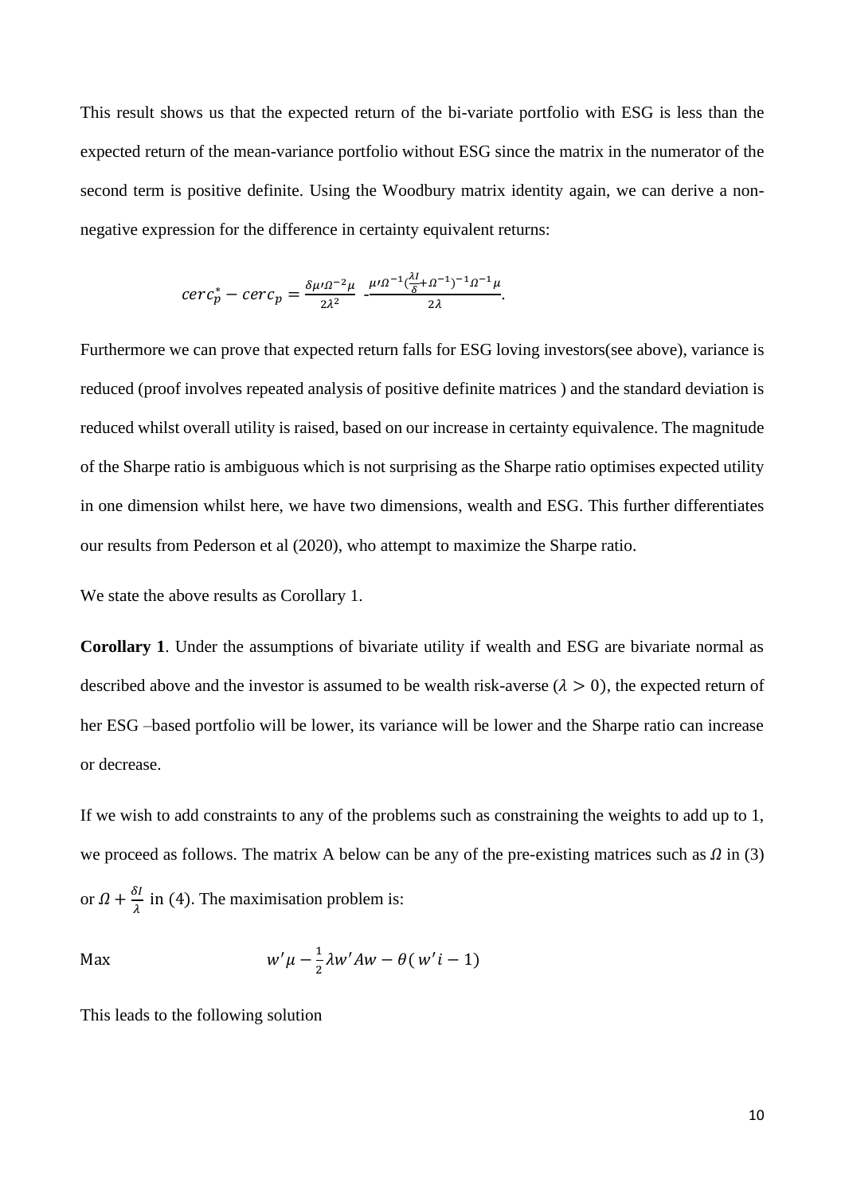This result shows us that the expected return of the bi-variate portfolio with ESG is less than the expected return of the mean-variance portfolio without ESG since the matrix in the numerator of the second term is positive definite. Using the Woodbury matrix identity again, we can derive a non-negative expression for the difference in certainty equivalent returns:

$$cerc_p^* - cerc_p = \frac{\delta \mu' \Omega^{-2} \mu}{2\lambda^2} - \frac{\mu' \Omega^{-1} (\frac{\lambda I}{\delta} + \Omega^{-1})^{-1} \Omega^{-1} \mu}{2\lambda}.$$

Furthermore we can prove that expected return falls for ESG loving investors(see above), variance is reduced (proof involves repeated analysis of positive definite matrices ) and the standard deviation is reduced whilst overall utility is raised, based on our increase in certainty equivalence. The magnitude of the Sharpe ratio is ambiguous which is not surprising as the Sharpe ratio optimises expected utility in one dimension whilst here, we have two dimensions, wealth and ESG. This further differentiates our results from Pederson et al (2020), who attempt to maximize the Sharpe ratio.

We state the above results as Corollary 1.

**Corollary 1**. Under the assumptions of bivariate utility if wealth and ESG are bivariate normal as described above and the investor is assumed to be wealth risk-averse ($\lambda > 0$), the expected return of her ESG –based portfolio will be lower, its variance will be lower and the Sharpe ratio can increase or decrease.

If we wish to add constraints to any of the problems such as constraining the weights to add up to 1, we proceed as follows. The matrix A below can be any of the pre-existing matrices such as $\Omega$ in (3) or $\Omega + \frac{\delta I}{\lambda}$ in (4). The maximisation problem is:

$$\text{Max} \qquad w'\mu - \frac{1}{2}\lambda w' A w - \theta(w'i - 1)$$

This leads to the following solution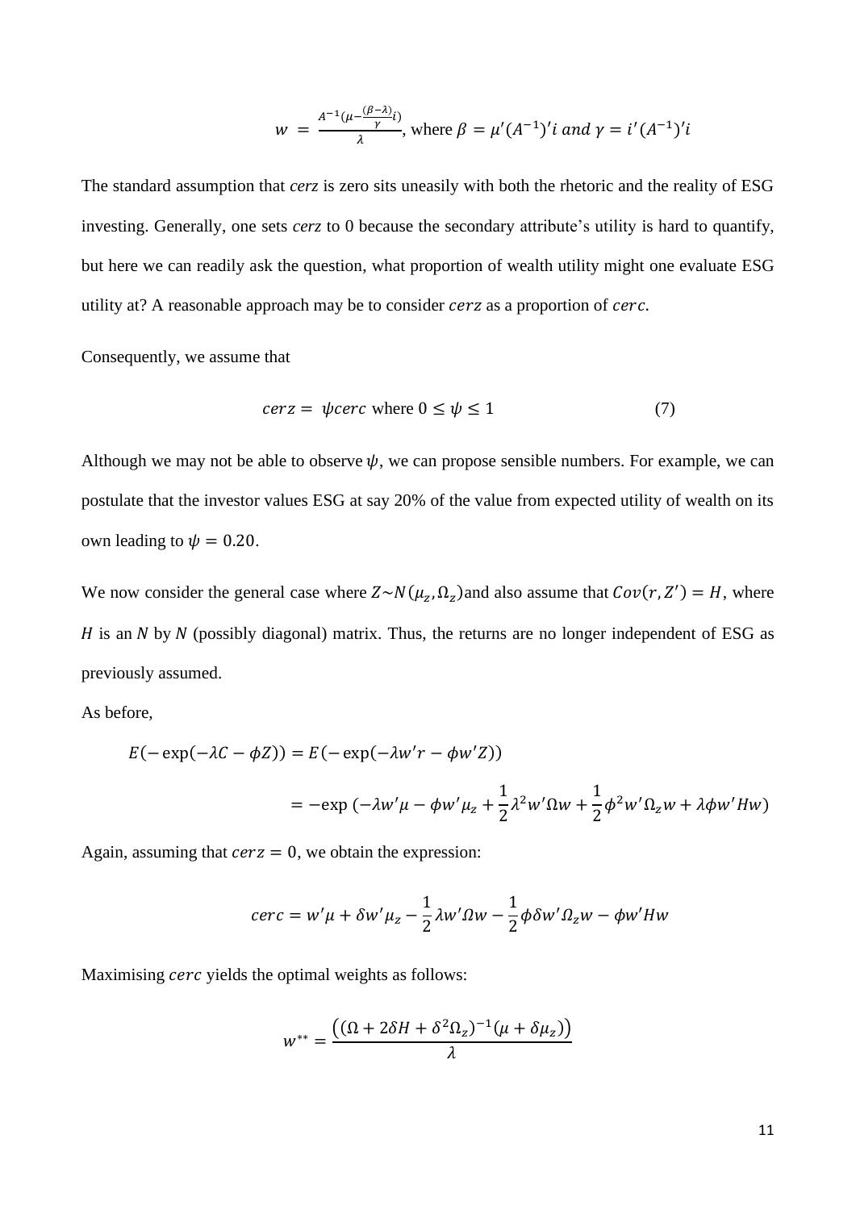$$w = \frac{A^{-1}(\mu - \frac{(\beta - \lambda)}{\gamma} i)}{\lambda}, \text{ where } \beta = \mu'(A^{-1})'i \text{ and } \gamma = i'(A^{-1})'i$$

The standard assumption that *cerz* is zero sits uneasily with both the rhetoric and the reality of ESG investing. Generally, one sets *cerz* to 0 because the secondary attribute's utility is hard to quantify, but here we can readily ask the question, what proportion of wealth utility might one evaluate ESG utility at? A reasonable approach may be to consider $cerz$ as a proportion of $cerc$.

Consequently, we assume that

$$cerz = \psi cerc \text{ where } 0 \leq \psi \leq 1 \tag{7}$$

Although we may not be able to observe $\psi$, we can propose sensible numbers. For example, we can postulate that the investor values ESG at say 20% of the value from expected utility of wealth on its own leading to $\psi = 0.20$.

We now consider the general case where $Z \sim N(\mu_z, \Omega_z)$ and also assume that $Cov(r, Z') = H$, where $H$ is an $N$ by $N$ (possibly diagonal) matrix. Thus, the returns are no longer independent of ESG as previously assumed.

As before,

$$E(-\exp(-\lambda C - \phi Z)) = E(-\exp(-\lambda w'r - \phi w'Z))$$

$$= -\exp\left(-\lambda w'\mu - \phi w'\mu_z + \frac{1}{2}\lambda^2 w'\Omega w + \frac{1}{2}\phi^2 w'\Omega_z w + \lambda\phi w'Hw\right)$$

Again, assuming that $cerz = 0$, we obtain the expression:

$$cerc = w'\mu + \delta w'\mu_z - \frac{1}{2}\lambda w'\Omega w - \frac{1}{2}\phi\delta w'\Omega_z w - \phi w'Hw$$

Maximising $cerc$ yields the optimal weights as follows:

$$w^{**} = \frac{\left((\Omega + 2\delta H + \delta^2\Omega_z)^{-1}(\mu + \delta\mu_z)\right)}{\lambda}$$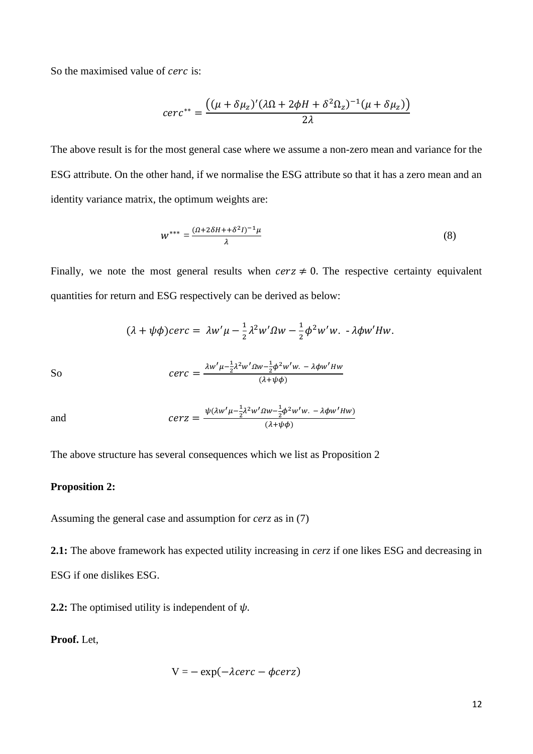So the maximised value of $cerc$ is:

$$cerc^{**} = \frac{\left((\mu + \delta\mu_z)'(\lambda\Omega + 2\phi H + \delta^2\Omega_z)^{-1}(\mu + \delta\mu_z)\right)}{2\lambda}$$

The above result is for the most general case where we assume a non-zero mean and variance for the ESG attribute. On the other hand, if we normalise the ESG attribute so that it has a zero mean and an identity variance matrix, the optimum weights are:

$$w^{***} = \frac{(\Omega + 2\delta H + + \delta^2 I)^{-1}\mu}{\lambda} \tag{8}$$

Finally, we note the most general results when $cerz \neq 0$. The respective certainty equivalent quantities for return and ESG respectively can be derived as below:

$$(\lambda + \psi\phi)cerc = \lambda w'\mu - \frac{1}{2}\lambda^2 w'\Omega w - \frac{1}{2}\phi^2 w'w. - \lambda\phi w'Hw.$$

So

$$cerc = \frac{\lambda w'\mu - \frac{1}{2}\lambda^2 w'\Omega w - \frac{1}{2}\phi^2 w'w. - \lambda\phi w'Hw}{(\lambda + \psi\phi)}$$

and

$$cerz = \frac{\psi(\lambda w'\mu - \frac{1}{2}\lambda^2 w'\Omega w - \frac{1}{2}\phi^2 w'w. - \lambda\phi w'Hw)}{(\lambda + \psi\phi)}$$

The above structure has several consequences which we list as Proposition 2

**Proposition 2:**

Assuming the general case and assumption for *cerz* as in (7)

**2.1:** The above framework has expected utility increasing in *cerz* if one likes ESG and decreasing in ESG if one dislikes ESG.

**2.2:** The optimised utility is independent of $\psi$.

**Proof.** Let,

$$\mathrm{V} = -\exp(-\lambda cerc - \phi cerz)$$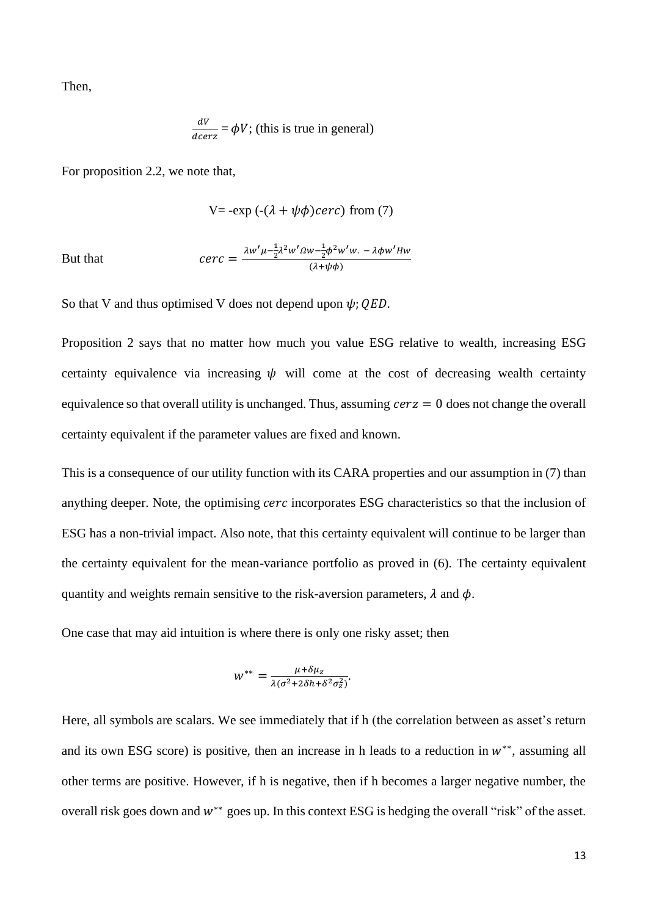Then,

$$\frac{dV}{dcerz} = \phi V; \text{ (this is true in general)}$$

For proposition 2.2, we note that,

$$V = -\exp\left(-(\lambda + \psi\phi)cerc\right) \text{ from (7)}$$

But that

$$cerc = \frac{\lambda w'\mu - \frac{1}{2}\lambda^2 w'\Omega w - \frac{1}{2}\phi^2 w'w. - \lambda\phi w'Hw}{(\lambda + \psi\phi)}$$

So that V and thus optimised V does not depend upon $\psi$; $QED$.

Proposition 2 says that no matter how much you value ESG relative to wealth, increasing ESG certainty equivalence via increasing $\psi$ will come at the cost of decreasing wealth certainty equivalence so that overall utility is unchanged. Thus, assuming $cerz = 0$ does not change the overall certainty equivalent if the parameter values are fixed and known.

This is a consequence of our utility function with its CARA properties and our assumption in (7) than anything deeper. Note, the optimising $cerc$ incorporates ESG characteristics so that the inclusion of ESG has a non-trivial impact. Also note, that this certainty equivalent will continue to be larger than the certainty equivalent for the mean-variance portfolio as proved in (6). The certainty equivalent quantity and weights remain sensitive to the risk-aversion parameters, $\lambda$ and $\phi$.

One case that may aid intuition is where there is only one risky asset; then

$$w^{**} = \frac{\mu + \delta\mu_z}{\lambda(\sigma^2 + 2\delta h + \delta^2\sigma_Z^2)}.$$

Here, all symbols are scalars. We see immediately that if h (the correlation between as asset's return and its own ESG score) is positive, then an increase in h leads to a reduction in $w^{**}$, assuming all other terms are positive. However, if h is negative, then if h becomes a larger negative number, the overall risk goes down and $w^{**}$ goes up. In this context ESG is hedging the overall "risk" of the asset.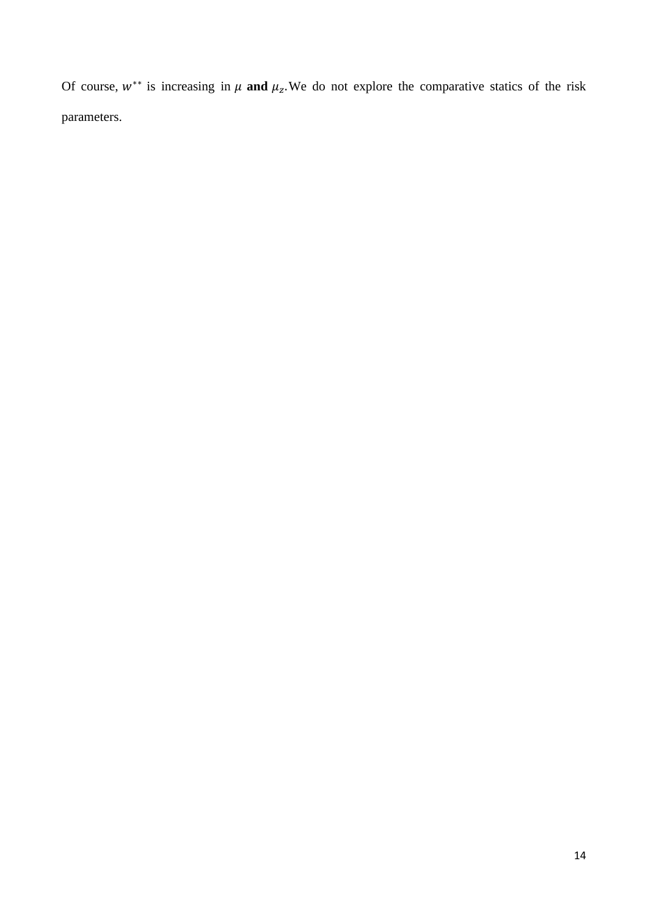Of course, $w^{**}$ is increasing in $\mu$ **and** $\mu_z$. We do not explore the comparative statics of the risk parameters.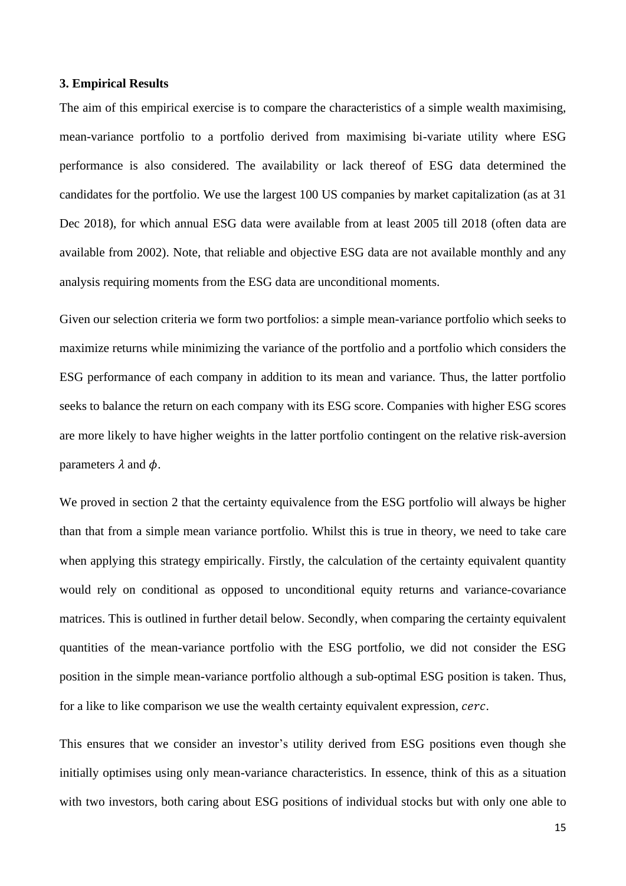### 3. Empirical Results

The aim of this empirical exercise is to compare the characteristics of a simple wealth maximising, mean-variance portfolio to a portfolio derived from maximising bi-variate utility where ESG performance is also considered. The availability or lack thereof of ESG data determined the candidates for the portfolio. We use the largest 100 US companies by market capitalization (as at 31 Dec 2018), for which annual ESG data were available from at least 2005 till 2018 (often data are available from 2002). Note, that reliable and objective ESG data are not available monthly and any analysis requiring moments from the ESG data are unconditional moments.

Given our selection criteria we form two portfolios: a simple mean-variance portfolio which seeks to maximize returns while minimizing the variance of the portfolio and a portfolio which considers the ESG performance of each company in addition to its mean and variance. Thus, the latter portfolio seeks to balance the return on each company with its ESG score. Companies with higher ESG scores are more likely to have higher weights in the latter portfolio contingent on the relative risk-aversion parameters $\lambda$ and $\phi$.

We proved in section 2 that the certainty equivalence from the ESG portfolio will always be higher than that from a simple mean variance portfolio. Whilst this is true in theory, we need to take care when applying this strategy empirically. Firstly, the calculation of the certainty equivalent quantity would rely on conditional as opposed to unconditional equity returns and variance-covariance matrices. This is outlined in further detail below. Secondly, when comparing the certainty equivalent quantities of the mean-variance portfolio with the ESG portfolio, we did not consider the ESG position in the simple mean-variance portfolio although a sub-optimal ESG position is taken. Thus, for a like to like comparison we use the wealth certainty equivalent expression, $cerc$.

This ensures that we consider an investor's utility derived from ESG positions even though she initially optimises using only mean-variance characteristics. In essence, think of this as a situation with two investors, both caring about ESG positions of individual stocks but with only one able to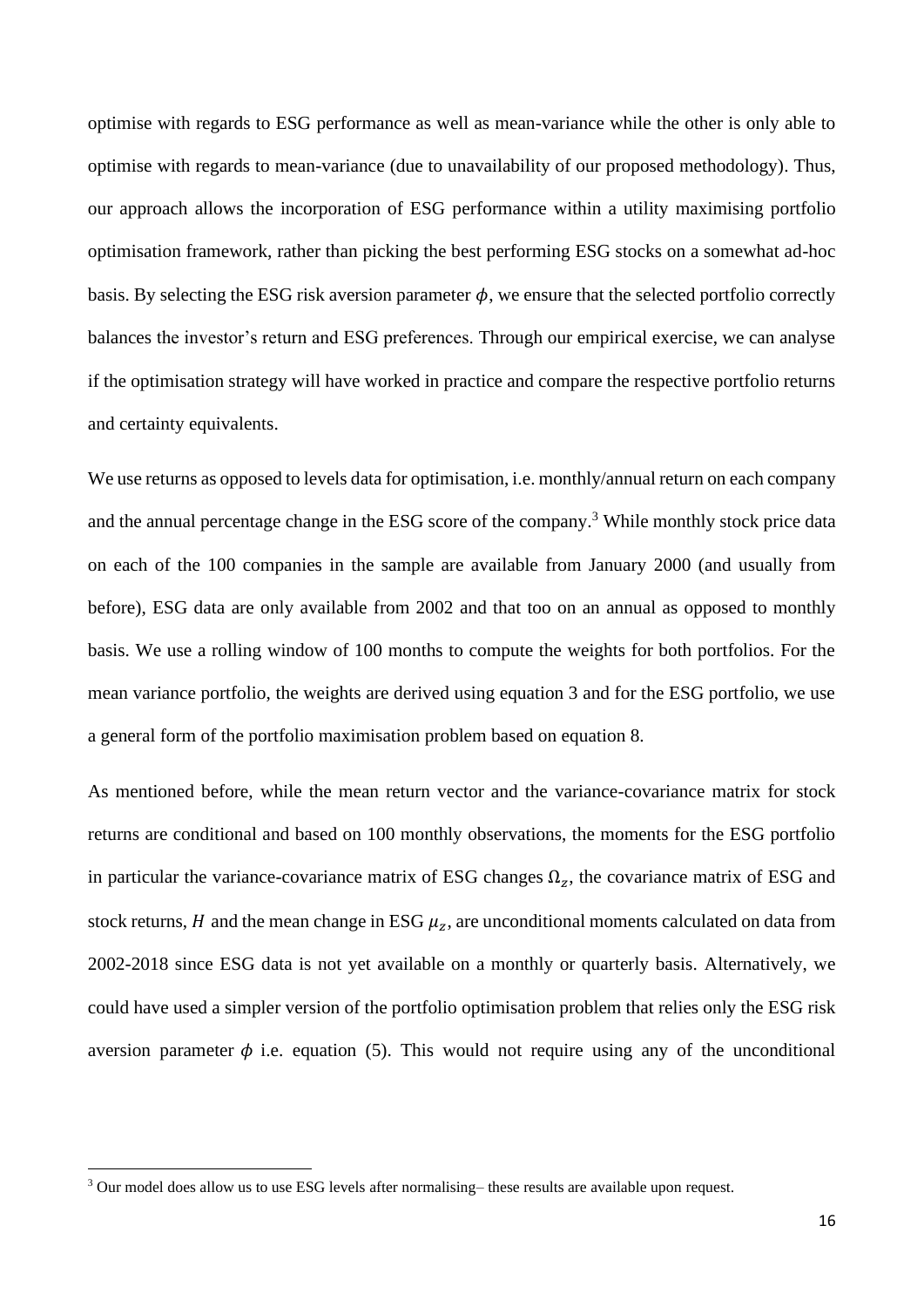optimise with regards to ESG performance as well as mean-variance while the other is only able to optimise with regards to mean-variance (due to unavailability of our proposed methodology). Thus, our approach allows the incorporation of ESG performance within a utility maximising portfolio optimisation framework, rather than picking the best performing ESG stocks on a somewhat ad-hoc basis. By selecting the ESG risk aversion parameter $\phi$, we ensure that the selected portfolio correctly balances the investor's return and ESG preferences. Through our empirical exercise, we can analyse if the optimisation strategy will have worked in practice and compare the respective portfolio returns and certainty equivalents.

We use returns as opposed to levels data for optimisation, i.e. monthly/annual return on each company and the annual percentage change in the ESG score of the company.[3] While monthly stock price data on each of the 100 companies in the sample are available from January 2000 (and usually from before), ESG data are only available from 2002 and that too on an annual as opposed to monthly basis. We use a rolling window of 100 months to compute the weights for both portfolios. For the mean variance portfolio, the weights are derived using equation 3 and for the ESG portfolio, we use a general form of the portfolio maximisation problem based on equation 8.

As mentioned before, while the mean return vector and the variance-covariance matrix for stock returns are conditional and based on 100 monthly observations, the moments for the ESG portfolio in particular the variance-covariance matrix of ESG changes $\Omega_z$, the covariance matrix of ESG and stock returns, $H$ and the mean change in ESG $\mu_z$, are unconditional moments calculated on data from 2002-2018 since ESG data is not yet available on a monthly or quarterly basis. Alternatively, we could have used a simpler version of the portfolio optimisation problem that relies only the ESG risk aversion parameter $\phi$ i.e. equation (5). This would not require using any of the unconditional

[3] Our model does allow us to use ESG levels after normalising– these results are available upon request.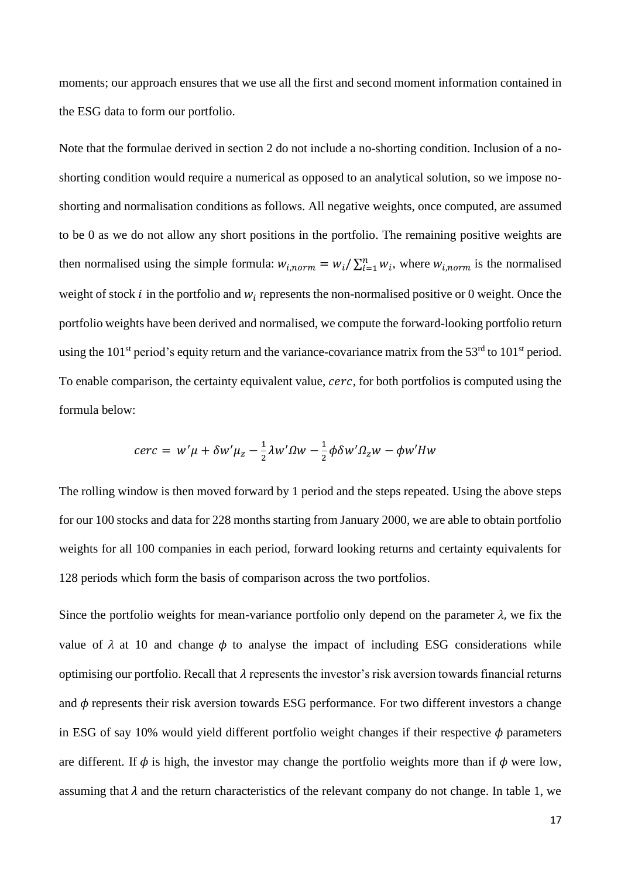moments; our approach ensures that we use all the first and second moment information contained in the ESG data to form our portfolio.

Note that the formulae derived in section 2 do not include a no-shorting condition. Inclusion of a no-shorting condition would require a numerical as opposed to an analytical solution, so we impose no-shorting and normalisation conditions as follows. All negative weights, once computed, are assumed to be 0 as we do not allow any short positions in the portfolio. The remaining positive weights are then normalised using the simple formula: $w_{i,norm} = w_i / \sum_{i=1}^{n} w_i$, where $w_{i,norm}$ is the normalised weight of stock $i$ in the portfolio and $w_i$ represents the non-normalised positive or 0 weight. Once the portfolio weights have been derived and normalised, we compute the forward-looking portfolio return using the 101st period's equity return and the variance-covariance matrix from the 53rd to 101st period. To enable comparison, the certainty equivalent value, $cerc$, for both portfolios is computed using the formula below:

$$cerc = w'\mu + \delta w'\mu_z - \frac{1}{2}\lambda w'\Omega w - \frac{1}{2}\phi\delta w'\Omega_z w - \phi w'Hw$$

The rolling window is then moved forward by 1 period and the steps repeated. Using the above steps for our 100 stocks and data for 228 months starting from January 2000, we are able to obtain portfolio weights for all 100 companies in each period, forward looking returns and certainty equivalents for 128 periods which form the basis of comparison across the two portfolios.

Since the portfolio weights for mean-variance portfolio only depend on the parameter $\lambda$, we fix the value of $\lambda$ at 10 and change $\phi$ to analyse the impact of including ESG considerations while optimising our portfolio. Recall that $\lambda$ represents the investor's risk aversion towards financial returns and $\phi$ represents their risk aversion towards ESG performance. For two different investors a change in ESG of say 10% would yield different portfolio weight changes if their respective $\phi$ parameters are different. If $\phi$ is high, the investor may change the portfolio weights more than if $\phi$ were low, assuming that $\lambda$ and the return characteristics of the relevant company do not change. In table 1, we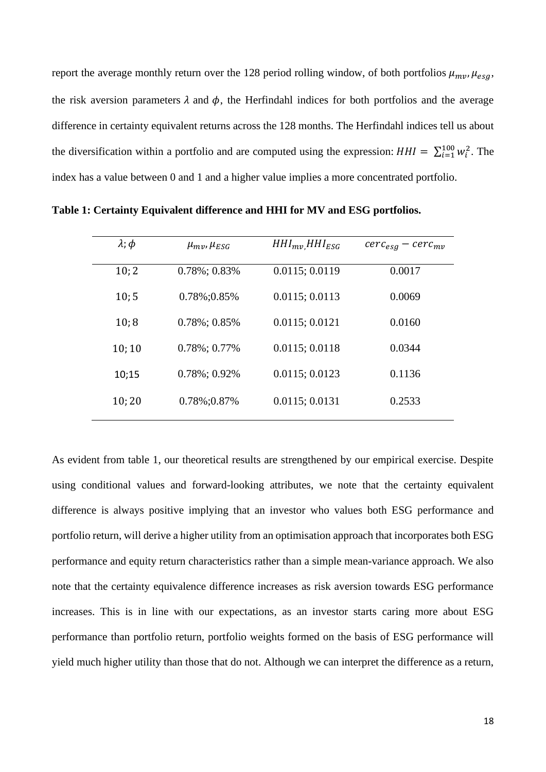report the average monthly return over the 128 period rolling window, of both portfolios $\mu_{mv}, \mu_{esg}$, the risk aversion parameters $\lambda$ and $\phi$, the Herfindahl indices for both portfolios and the average difference in certainty equivalent returns across the 128 months. The Herfindahl indices tell us about the diversification within a portfolio and are computed using the expression: $HHI = \sum_{i=1}^{100} w_i^2$. The index has a value between 0 and 1 and a higher value implies a more concentrated portfolio.

**Table 1: Certainty Equivalent difference and HHI for MV and ESG portfolios.**

| $\lambda; \phi$ | $\mu_{mv}, \mu_{ESG}$ | $HHI_{mv}, HHI_{ESG}$ | $cerc_{esg} - cerc_{mv}$ |
|---|---|---|---|
| 10; 2 | 0.78%; 0.83% | 0.0115; 0.0119 | 0.0017 |
| 10; 5 | 0.78%;0.85% | 0.0115; 0.0113 | 0.0069 |
| 10; 8 | 0.78%; 0.85% | 0.0115; 0.0121 | 0.0160 |
| 10; 10 | 0.78%; 0.77% | 0.0115; 0.0118 | 0.0344 |
| 10;15 | 0.78%; 0.92% | 0.0115; 0.0123 | 0.1136 |
| 10; 20 | 0.78%;0.87% | 0.0115; 0.0131 | 0.2533 |

As evident from table 1, our theoretical results are strengthened by our empirical exercise. Despite using conditional values and forward-looking attributes, we note that the certainty equivalent difference is always positive implying that an investor who values both ESG performance and portfolio return, will derive a higher utility from an optimisation approach that incorporates both ESG performance and equity return characteristics rather than a simple mean-variance approach. We also note that the certainty equivalence difference increases as risk aversion towards ESG performance increases. This is in line with our expectations, as an investor starts caring more about ESG performance than portfolio return, portfolio weights formed on the basis of ESG performance will yield much higher utility than those that do not. Although we can interpret the difference as a return,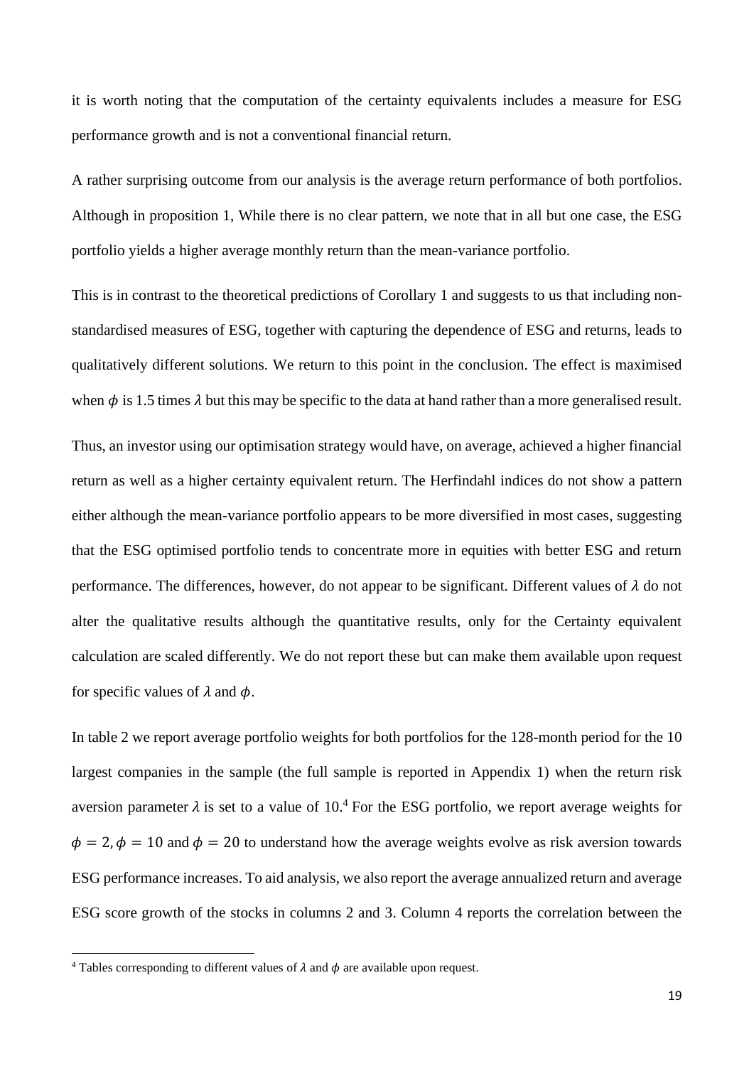it is worth noting that the computation of the certainty equivalents includes a measure for ESG performance growth and is not a conventional financial return.

A rather surprising outcome from our analysis is the average return performance of both portfolios. Although in proposition 1, While there is no clear pattern, we note that in all but one case, the ESG portfolio yields a higher average monthly return than the mean-variance portfolio.

This is in contrast to the theoretical predictions of Corollary 1 and suggests to us that including non-standardised measures of ESG, together with capturing the dependence of ESG and returns, leads to qualitatively different solutions. We return to this point in the conclusion. The effect is maximised when $\phi$ is 1.5 times $\lambda$ but this may be specific to the data at hand rather than a more generalised result.

Thus, an investor using our optimisation strategy would have, on average, achieved a higher financial return as well as a higher certainty equivalent return. The Herfindahl indices do not show a pattern either although the mean-variance portfolio appears to be more diversified in most cases, suggesting that the ESG optimised portfolio tends to concentrate more in equities with better ESG and return performance. The differences, however, do not appear to be significant. Different values of $\lambda$ do not alter the qualitative results although the quantitative results, only for the Certainty equivalent calculation are scaled differently. We do not report these but can make them available upon request for specific values of $\lambda$ and $\phi$.

In table 2 we report average portfolio weights for both portfolios for the 128-month period for the 10 largest companies in the sample (the full sample is reported in Appendix 1) when the return risk aversion parameter $\lambda$ is set to a value of 10.[4] For the ESG portfolio, we report average weights for $\phi = 2, \phi = 10$ and $\phi = 20$ to understand how the average weights evolve as risk aversion towards ESG performance increases. To aid analysis, we also report the average annualized return and average ESG score growth of the stocks in columns 2 and 3. Column 4 reports the correlation between the

[4] Tables corresponding to different values of $\lambda$ and $\phi$ are available upon request.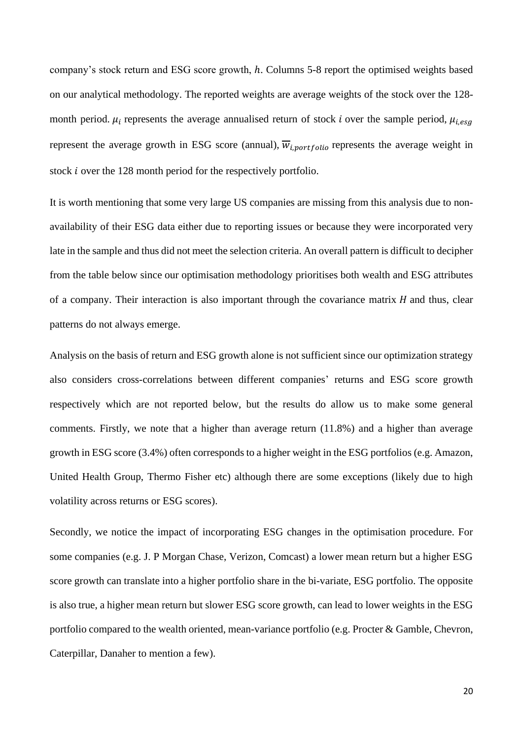company's stock return and ESG score growth, $h$. Columns 5-8 report the optimised weights based on our analytical methodology. The reported weights are average weights of the stock over the 128-month period. $\mu_i$ represents the average annualised return of stock $i$ over the sample period, $\mu_{i,esg}$ represent the average growth in ESG score (annual), $\overline{w}_{i,portfolio}$ represents the average weight in stock $i$ over the 128 month period for the respectively portfolio.

It is worth mentioning that some very large US companies are missing from this analysis due to non-availability of their ESG data either due to reporting issues or because they were incorporated very late in the sample and thus did not meet the selection criteria. An overall pattern is difficult to decipher from the table below since our optimisation methodology prioritises both wealth and ESG attributes of a company. Their interaction is also important through the covariance matrix $H$ and thus, clear patterns do not always emerge.

Analysis on the basis of return and ESG growth alone is not sufficient since our optimization strategy also considers cross-correlations between different companies' returns and ESG score growth respectively which are not reported below, but the results do allow us to make some general comments. Firstly, we note that a higher than average return (11.8%) and a higher than average growth in ESG score (3.4%) often corresponds to a higher weight in the ESG portfolios (e.g. Amazon, United Health Group, Thermo Fisher etc) although there are some exceptions (likely due to high volatility across returns or ESG scores).

Secondly, we notice the impact of incorporating ESG changes in the optimisation procedure. For some companies (e.g. J. P Morgan Chase, Verizon, Comcast) a lower mean return but a higher ESG score growth can translate into a higher portfolio share in the bi-variate, ESG portfolio. The opposite is also true, a higher mean return but slower ESG score growth, can lead to lower weights in the ESG portfolio compared to the wealth oriented, mean-variance portfolio (e.g. Procter & Gamble, Chevron, Caterpillar, Danaher to mention a few).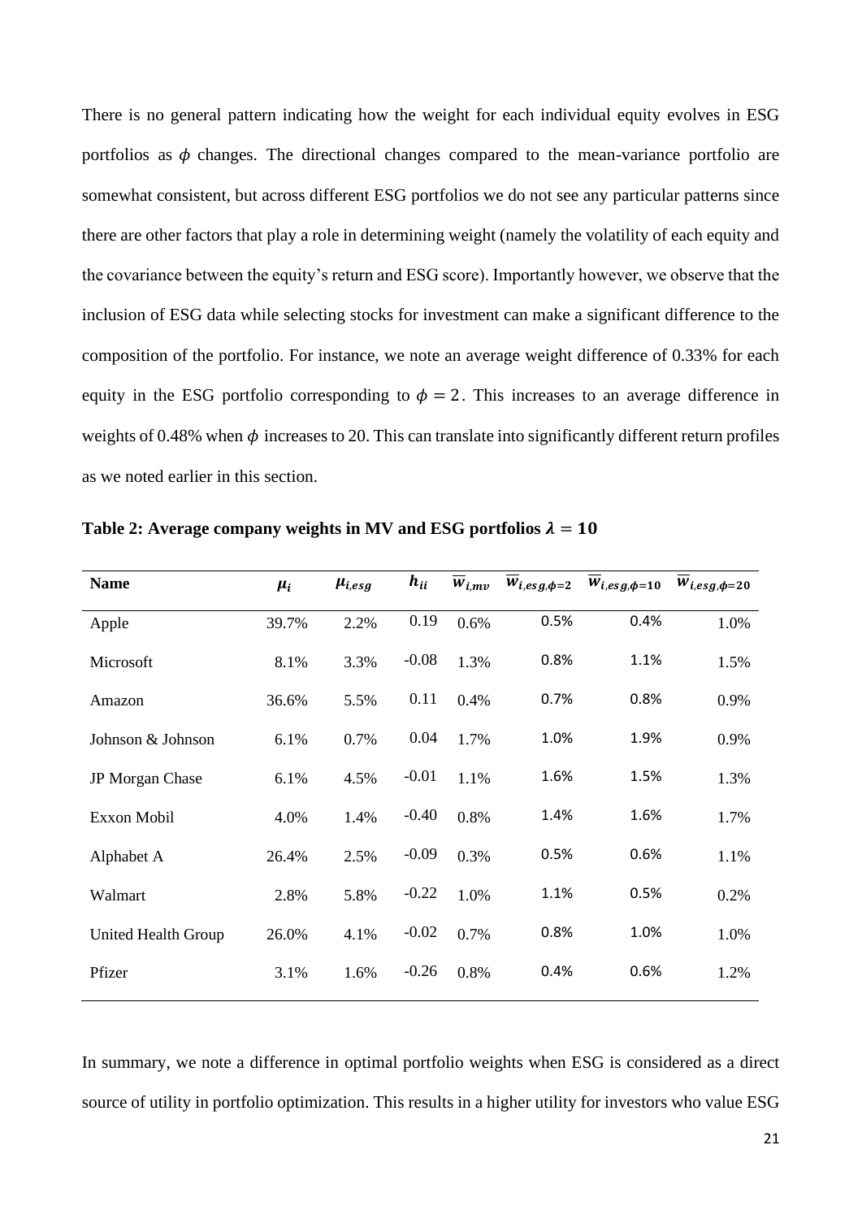There is no general pattern indicating how the weight for each individual equity evolves in ESG portfolios as $\phi$ changes. The directional changes compared to the mean-variance portfolio are somewhat consistent, but across different ESG portfolios we do not see any particular patterns since there are other factors that play a role in determining weight (namely the volatility of each equity and the covariance between the equity's return and ESG score). Importantly however, we observe that the inclusion of ESG data while selecting stocks for investment can make a significant difference to the composition of the portfolio. For instance, we note an average weight difference of 0.33% for each equity in the ESG portfolio corresponding to $\phi = 2$. This increases to an average difference in weights of 0.48% when $\phi$ increases to 20. This can translate into significantly different return profiles as we noted earlier in this section.

**Table 2: Average company weights in MV and ESG portfolios $\lambda = 10$**

| Name | $\mu_i$ | $\mu_{i,esg}$ | $h_{ii}$ | $\overline{w}_{i,mv}$ | $\overline{w}_{i,esg,\phi=2}$ | $\overline{w}_{i,esg,\phi=10}$ | $\overline{w}_{i,esg,\phi=20}$ |
|---|---|---|---|---|---|---|---|
| Apple | 39.7% | 2.2% | 0.19 | 0.6% | 0.5% | 0.4% | 1.0% |
| Microsoft | 8.1% | 3.3% | -0.08 | 1.3% | 0.8% | 1.1% | 1.5% |
| Amazon | 36.6% | 5.5% | 0.11 | 0.4% | 0.7% | 0.8% | 0.9% |
| Johnson & Johnson | 6.1% | 0.7% | 0.04 | 1.7% | 1.0% | 1.9% | 0.9% |
| JP Morgan Chase | 6.1% | 4.5% | -0.01 | 1.1% | 1.6% | 1.5% | 1.3% |
| Exxon Mobil | 4.0% | 1.4% | -0.40 | 0.8% | 1.4% | 1.6% | 1.7% |
| Alphabet A | 26.4% | 2.5% | -0.09 | 0.3% | 0.5% | 0.6% | 1.1% |
| Walmart | 2.8% | 5.8% | -0.22 | 1.0% | 1.1% | 0.5% | 0.2% |
| United Health Group | 26.0% | 4.1% | -0.02 | 0.7% | 0.8% | 1.0% | 1.0% |
| Pfizer | 3.1% | 1.6% | -0.26 | 0.8% | 0.4% | 0.6% | 1.2% |

In summary, we note a difference in optimal portfolio weights when ESG is considered as a direct source of utility in portfolio optimization. This results in a higher utility for investors who value ESG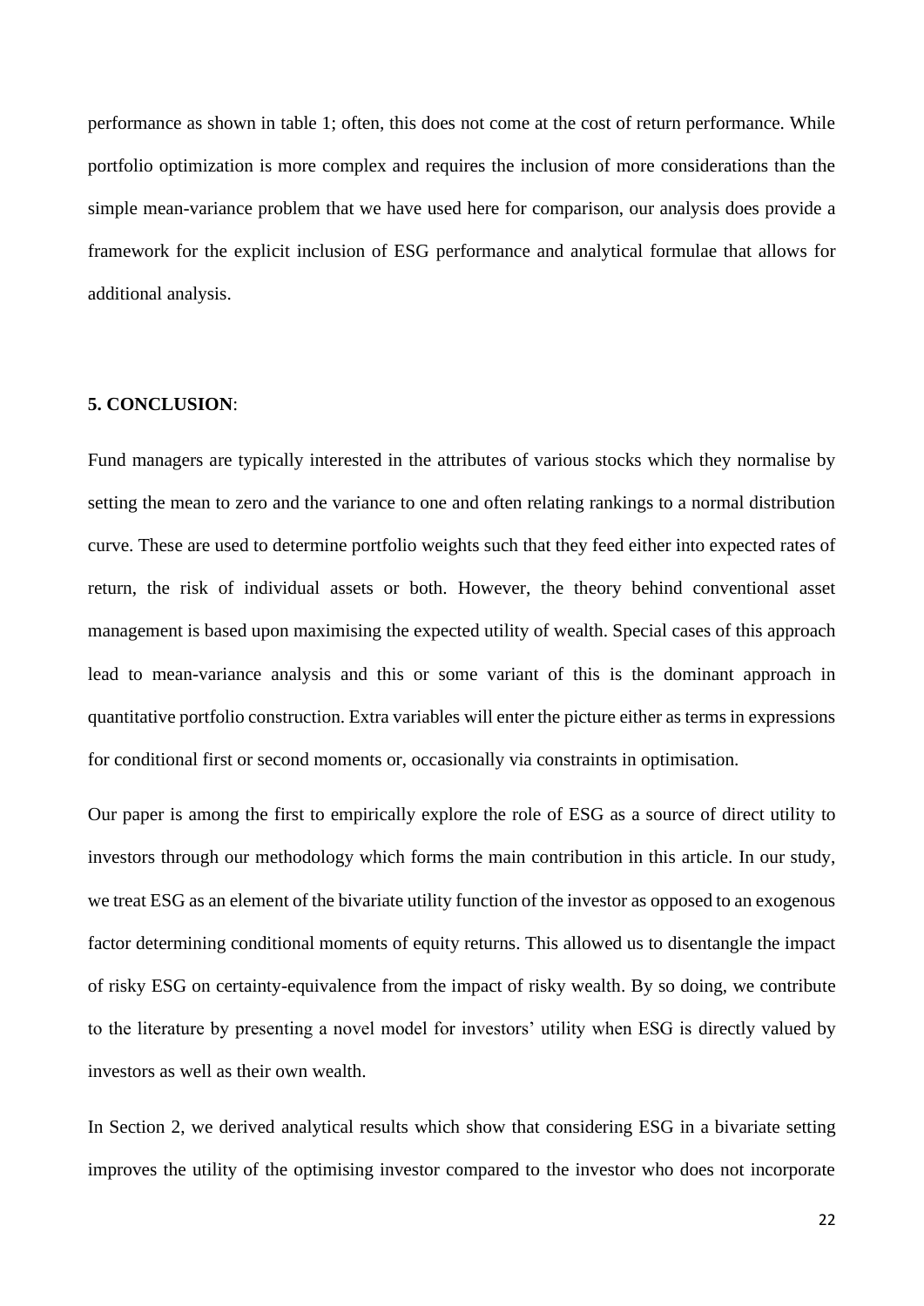performance as shown in table 1; often, this does not come at the cost of return performance. While portfolio optimization is more complex and requires the inclusion of more considerations than the simple mean-variance problem that we have used here for comparison, our analysis does provide a framework for the explicit inclusion of ESG performance and analytical formulae that allows for additional analysis.

## 5. CONCLUSION:

Fund managers are typically interested in the attributes of various stocks which they normalise by setting the mean to zero and the variance to one and often relating rankings to a normal distribution curve. These are used to determine portfolio weights such that they feed either into expected rates of return, the risk of individual assets or both. However, the theory behind conventional asset management is based upon maximising the expected utility of wealth. Special cases of this approach lead to mean-variance analysis and this or some variant of this is the dominant approach in quantitative portfolio construction. Extra variables will enter the picture either as terms in expressions for conditional first or second moments or, occasionally via constraints in optimisation.

Our paper is among the first to empirically explore the role of ESG as a source of direct utility to investors through our methodology which forms the main contribution in this article. In our study, we treat ESG as an element of the bivariate utility function of the investor as opposed to an exogenous factor determining conditional moments of equity returns. This allowed us to disentangle the impact of risky ESG on certainty-equivalence from the impact of risky wealth. By so doing, we contribute to the literature by presenting a novel model for investors' utility when ESG is directly valued by investors as well as their own wealth.

In Section 2, we derived analytical results which show that considering ESG in a bivariate setting improves the utility of the optimising investor compared to the investor who does not incorporate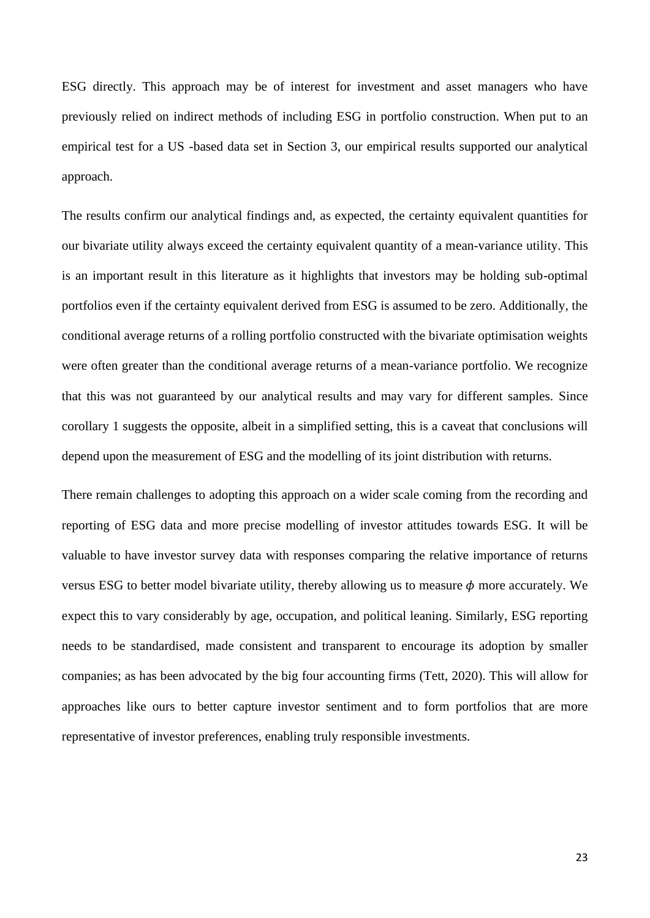ESG directly. This approach may be of interest for investment and asset managers who have previously relied on indirect methods of including ESG in portfolio construction. When put to an empirical test for a US -based data set in Section 3, our empirical results supported our analytical approach.

The results confirm our analytical findings and, as expected, the certainty equivalent quantities for our bivariate utility always exceed the certainty equivalent quantity of a mean-variance utility. This is an important result in this literature as it highlights that investors may be holding sub-optimal portfolios even if the certainty equivalent derived from ESG is assumed to be zero. Additionally, the conditional average returns of a rolling portfolio constructed with the bivariate optimisation weights were often greater than the conditional average returns of a mean-variance portfolio. We recognize that this was not guaranteed by our analytical results and may vary for different samples. Since corollary 1 suggests the opposite, albeit in a simplified setting, this is a caveat that conclusions will depend upon the measurement of ESG and the modelling of its joint distribution with returns.

There remain challenges to adopting this approach on a wider scale coming from the recording and reporting of ESG data and more precise modelling of investor attitudes towards ESG. It will be valuable to have investor survey data with responses comparing the relative importance of returns versus ESG to better model bivariate utility, thereby allowing us to measure $\phi$ more accurately. We expect this to vary considerably by age, occupation, and political leaning. Similarly, ESG reporting needs to be standardised, made consistent and transparent to encourage its adoption by smaller companies; as has been advocated by the big four accounting firms (Tett, 2020). This will allow for approaches like ours to better capture investor sentiment and to form portfolios that are more representative of investor preferences, enabling truly responsible investments.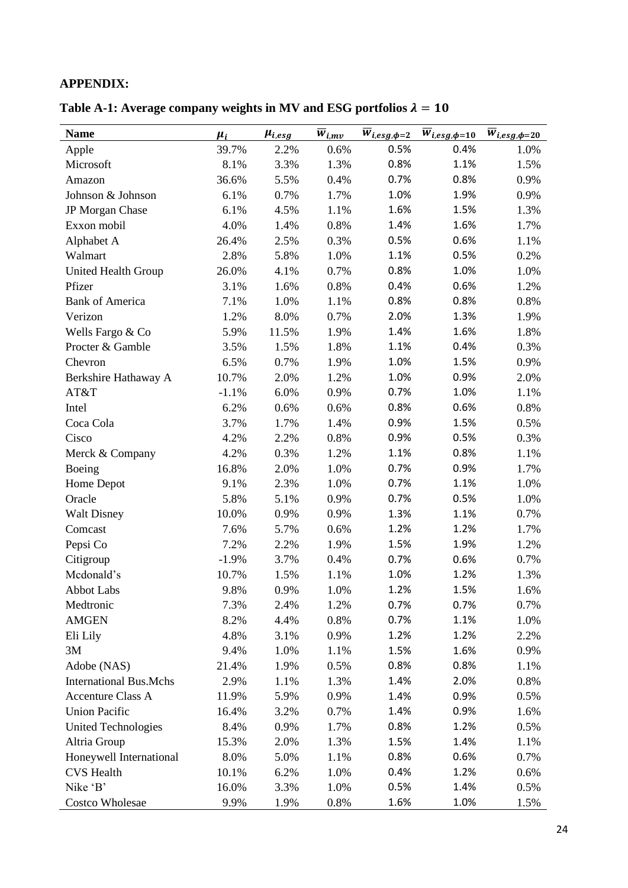**APPENDIX:**

**Table A-1: Average company weights in MV and ESG portfolios $\lambda = 10$**

| Name | $\mu_i$ | $\mu_{i,esg}$ | $\overline{w}_{i,mv}$ | $\overline{w}_{i,esg,\phi=2}$ | $\overline{w}_{i,esg,\phi=10}$ | $\overline{w}_{i,esg,\phi=20}$ |
|---|---|---|---|---|---|---|
| Apple | 39.7% | 2.2% | 0.6% | 0.5% | 0.4% | 1.0% |
| Microsoft | 8.1% | 3.3% | 1.3% | 0.8% | 1.1% | 1.5% |
| Amazon | 36.6% | 5.5% | 0.4% | 0.7% | 0.8% | 0.9% |
| Johnson & Johnson | 6.1% | 0.7% | 1.7% | 1.0% | 1.9% | 0.9% |
| JP Morgan Chase | 6.1% | 4.5% | 1.1% | 1.6% | 1.5% | 1.3% |
| Exxon mobil | 4.0% | 1.4% | 0.8% | 1.4% | 1.6% | 1.7% |
| Alphabet A | 26.4% | 2.5% | 0.3% | 0.5% | 0.6% | 1.1% |
| Walmart | 2.8% | 5.8% | 1.0% | 1.1% | 0.5% | 0.2% |
| United Health Group | 26.0% | 4.1% | 0.7% | 0.8% | 1.0% | 1.0% |
| Pfizer | 3.1% | 1.6% | 0.8% | 0.4% | 0.6% | 1.2% |
| Bank of America | 7.1% | 1.0% | 1.1% | 0.8% | 0.8% | 0.8% |
| Verizon | 1.2% | 8.0% | 0.7% | 2.0% | 1.3% | 1.9% |
| Wells Fargo & Co | 5.9% | 11.5% | 1.9% | 1.4% | 1.6% | 1.8% |
| Procter & Gamble | 3.5% | 1.5% | 1.8% | 1.1% | 0.4% | 0.3% |
| Chevron | 6.5% | 0.7% | 1.9% | 1.0% | 1.5% | 0.9% |
| Berkshire Hathaway A | 10.7% | 2.0% | 1.2% | 1.0% | 0.9% | 2.0% |
| AT&T | -1.1% | 6.0% | 0.9% | 0.7% | 1.0% | 1.1% |
| Intel | 6.2% | 0.6% | 0.6% | 0.8% | 0.6% | 0.8% |
| Coca Cola | 3.7% | 1.7% | 1.4% | 0.9% | 1.5% | 0.5% |
| Cisco | 4.2% | 2.2% | 0.8% | 0.9% | 0.5% | 0.3% |
| Merck & Company | 4.2% | 0.3% | 1.2% | 1.1% | 0.8% | 1.1% |
| Boeing | 16.8% | 2.0% | 1.0% | 0.7% | 0.9% | 1.7% |
| Home Depot | 9.1% | 2.3% | 1.0% | 0.7% | 1.1% | 1.0% |
| Oracle | 5.8% | 5.1% | 0.9% | 0.7% | 0.5% | 1.0% |
| Walt Disney | 10.0% | 0.9% | 0.9% | 1.3% | 1.1% | 0.7% |
| Comcast | 7.6% | 5.7% | 0.6% | 1.2% | 1.2% | 1.7% |
| Pepsi Co | 7.2% | 2.2% | 1.9% | 1.5% | 1.9% | 1.2% |
| Citigroup | -1.9% | 3.7% | 0.4% | 0.7% | 0.6% | 0.7% |
| Mcdonald’s | 10.7% | 1.5% | 1.1% | 1.0% | 1.2% | 1.3% |
| Abbot Labs | 9.8% | 0.9% | 1.0% | 1.2% | 1.5% | 1.6% |
| Medtronic | 7.3% | 2.4% | 1.2% | 0.7% | 0.7% | 0.7% |
| AMGEN | 8.2% | 4.4% | 0.8% | 0.7% | 1.1% | 1.0% |
| Eli Lily | 4.8% | 3.1% | 0.9% | 1.2% | 1.2% | 2.2% |
| 3M | 9.4% | 1.0% | 1.1% | 1.5% | 1.6% | 0.9% |
| Adobe (NAS) | 21.4% | 1.9% | 0.5% | 0.8% | 0.8% | 1.1% |
| International Bus.Mchs | 2.9% | 1.1% | 1.3% | 1.4% | 2.0% | 0.8% |
| Accenture Class A | 11.9% | 5.9% | 0.9% | 1.4% | 0.9% | 0.5% |
| Union Pacific | 16.4% | 3.2% | 0.7% | 1.4% | 0.9% | 1.6% |
| United Technologies | 8.4% | 0.9% | 1.7% | 0.8% | 1.2% | 0.5% |
| Altria Group | 15.3% | 2.0% | 1.3% | 1.5% | 1.4% | 1.1% |
| Honeywell International | 8.0% | 5.0% | 1.1% | 0.8% | 0.6% | 0.7% |
| CVS Health | 10.1% | 6.2% | 1.0% | 0.4% | 1.2% | 0.6% |
| Nike ‘B’ | 16.0% | 3.3% | 1.0% | 0.5% | 1.4% | 0.5% |
| Costco Wholesae | 9.9% | 1.9% | 0.8% | 1.6% | 1.0% | 1.5% |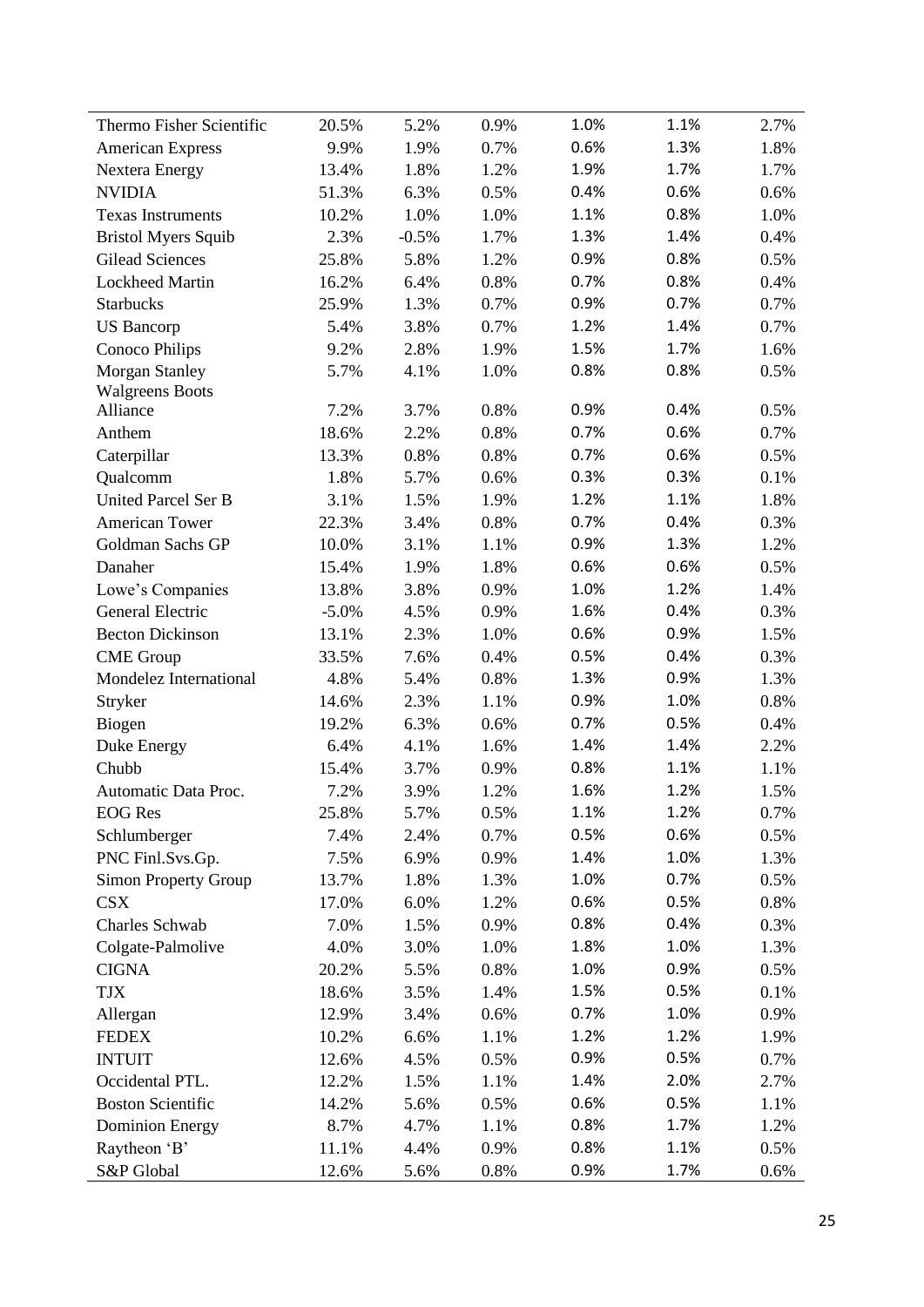| | | | | | | |
|---|---|---|---|---|---|---|
| Thermo Fisher Scientific | 20.5% | 5.2% | 0.9% | 1.0% | 1.1% | 2.7% |
| American Express | 9.9% | 1.9% | 0.7% | 0.6% | 1.3% | 1.8% |
| Nextera Energy | 13.4% | 1.8% | 1.2% | 1.9% | 1.7% | 1.7% |
| NVIDIA | 51.3% | 6.3% | 0.5% | 0.4% | 0.6% | 0.6% |
| Texas Instruments | 10.2% | 1.0% | 1.0% | 1.1% | 0.8% | 1.0% |
| Bristol Myers Squib | 2.3% | -0.5% | 1.7% | 1.3% | 1.4% | 0.4% |
| Gilead Sciences | 25.8% | 5.8% | 1.2% | 0.9% | 0.8% | 0.5% |
| Lockheed Martin | 16.2% | 6.4% | 0.8% | 0.7% | 0.8% | 0.4% |
| Starbucks | 25.9% | 1.3% | 0.7% | 0.9% | 0.7% | 0.7% |
| US Bancorp | 5.4% | 3.8% | 0.7% | 1.2% | 1.4% | 0.7% |
| Conoco Philips | 9.2% | 2.8% | 1.9% | 1.5% | 1.7% | 1.6% |
| Morgan Stanley | 5.7% | 4.1% | 1.0% | 0.8% | 0.8% | 0.5% |
| Walgreens Boots Alliance | 7.2% | 3.7% | 0.8% | 0.9% | 0.4% | 0.5% |
| Anthem | 18.6% | 2.2% | 0.8% | 0.7% | 0.6% | 0.7% |
| Caterpillar | 13.3% | 0.8% | 0.8% | 0.7% | 0.6% | 0.5% |
| Qualcomm | 1.8% | 5.7% | 0.6% | 0.3% | 0.3% | 0.1% |
| United Parcel Ser B | 3.1% | 1.5% | 1.9% | 1.2% | 1.1% | 1.8% |
| American Tower | 22.3% | 3.4% | 0.8% | 0.7% | 0.4% | 0.3% |
| Goldman Sachs GP | 10.0% | 3.1% | 1.1% | 0.9% | 1.3% | 1.2% |
| Danaher | 15.4% | 1.9% | 1.8% | 0.6% | 0.6% | 0.5% |
| Lowe’s Companies | 13.8% | 3.8% | 0.9% | 1.0% | 1.2% | 1.4% |
| General Electric | -5.0% | 4.5% | 0.9% | 1.6% | 0.4% | 0.3% |
| Becton Dickinson | 13.1% | 2.3% | 1.0% | 0.6% | 0.9% | 1.5% |
| CME Group | 33.5% | 7.6% | 0.4% | 0.5% | 0.4% | 0.3% |
| Mondelez International | 4.8% | 5.4% | 0.8% | 1.3% | 0.9% | 1.3% |
| Stryker | 14.6% | 2.3% | 1.1% | 0.9% | 1.0% | 0.8% |
| Biogen | 19.2% | 6.3% | 0.6% | 0.7% | 0.5% | 0.4% |
| Duke Energy | 6.4% | 4.1% | 1.6% | 1.4% | 1.4% | 2.2% |
| Chubb | 15.4% | 3.7% | 0.9% | 0.8% | 1.1% | 1.1% |
| Automatic Data Proc. | 7.2% | 3.9% | 1.2% | 1.6% | 1.2% | 1.5% |
| EOG Res | 25.8% | 5.7% | 0.5% | 1.1% | 1.2% | 0.7% |
| Schlumberger | 7.4% | 2.4% | 0.7% | 0.5% | 0.6% | 0.5% |
| PNC Finl.Svs.Gp. | 7.5% | 6.9% | 0.9% | 1.4% | 1.0% | 1.3% |
| Simon Property Group | 13.7% | 1.8% | 1.3% | 1.0% | 0.7% | 0.5% |
| CSX | 17.0% | 6.0% | 1.2% | 0.6% | 0.5% | 0.8% |
| Charles Schwab | 7.0% | 1.5% | 0.9% | 0.8% | 0.4% | 0.3% |
| Colgate-Palmolive | 4.0% | 3.0% | 1.0% | 1.8% | 1.0% | 1.3% |
| CIGNA | 20.2% | 5.5% | 0.8% | 1.0% | 0.9% | 0.5% |
| TJX | 18.6% | 3.5% | 1.4% | 1.5% | 0.5% | 0.1% |
| Allergan | 12.9% | 3.4% | 0.6% | 0.7% | 1.0% | 0.9% |
| FEDEX | 10.2% | 6.6% | 1.1% | 1.2% | 1.2% | 1.9% |
| INTUIT | 12.6% | 4.5% | 0.5% | 0.9% | 0.5% | 0.7% |
| Occidental PTL. | 12.2% | 1.5% | 1.1% | 1.4% | 2.0% | 2.7% |
| Boston Scientific | 14.2% | 5.6% | 0.5% | 0.6% | 0.5% | 1.1% |
| Dominion Energy | 8.7% | 4.7% | 1.1% | 0.8% | 1.7% | 1.2% |
| Raytheon ‘B’ | 11.1% | 4.4% | 0.9% | 0.8% | 1.1% | 0.5% |
| S&P Global | 12.6% | 5.6% | 0.8% | 0.9% | 1.7% | 0.6% |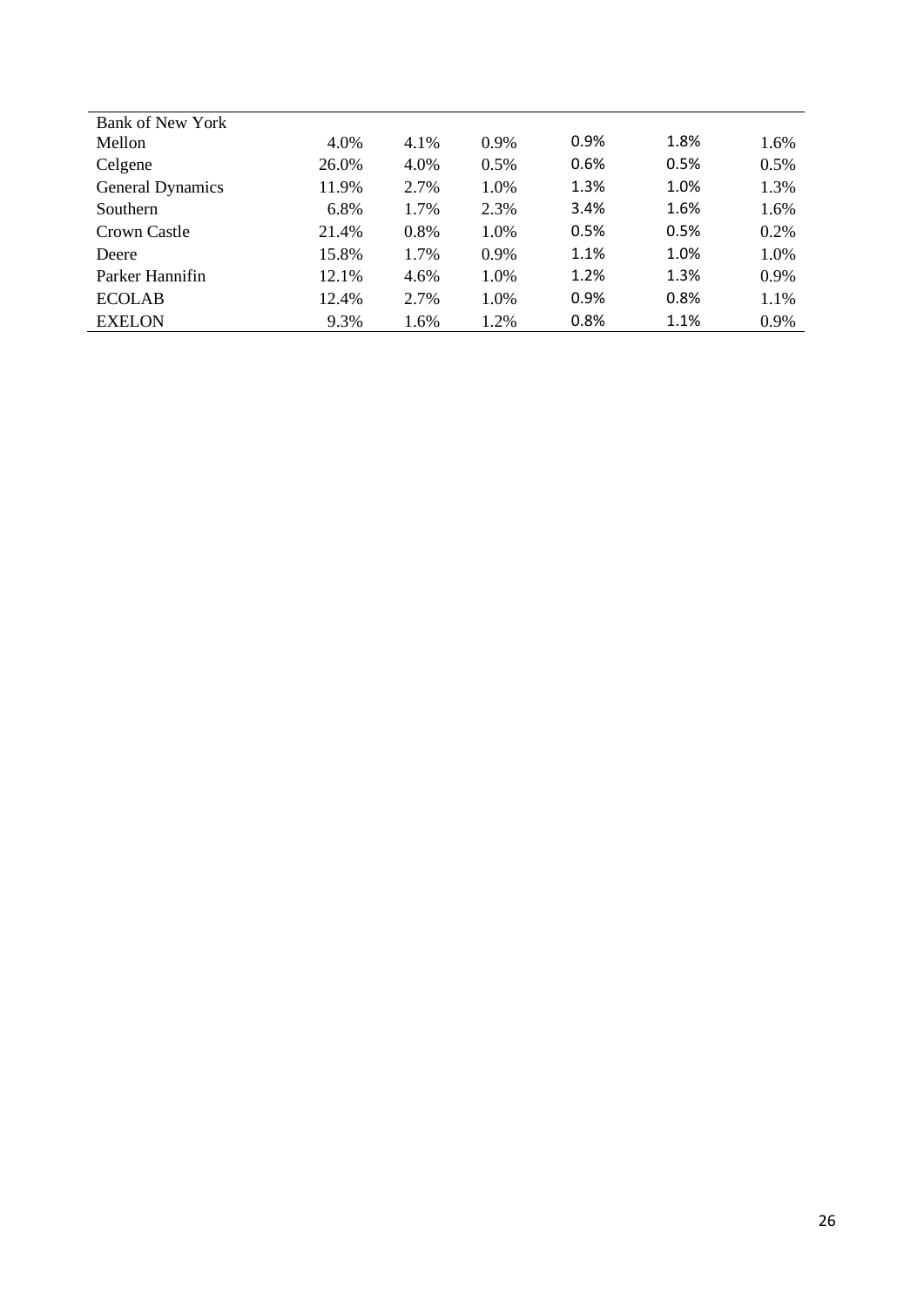| | | | | | | |
|---|---|---|---|---|---|---|
| Bank of New York Mellon | 4.0% | 4.1% | 0.9% | 0.9% | 1.8% | 1.6% |
| Celgene | 26.0% | 4.0% | 0.5% | 0.6% | 0.5% | 0.5% |
| General Dynamics | 11.9% | 2.7% | 1.0% | 1.3% | 1.0% | 1.3% |
| Southern | 6.8% | 1.7% | 2.3% | 3.4% | 1.6% | 1.6% |
| Crown Castle | 21.4% | 0.8% | 1.0% | 0.5% | 0.5% | 0.2% |
| Deere | 15.8% | 1.7% | 0.9% | 1.1% | 1.0% | 1.0% |
| Parker Hannifin | 12.1% | 4.6% | 1.0% | 1.2% | 1.3% | 0.9% |
| ECOLAB | 12.4% | 2.7% | 1.0% | 0.9% | 0.8% | 1.1% |
| EXELON | 9.3% | 1.6% | 1.2% | 0.8% | 1.1% | 0.9% |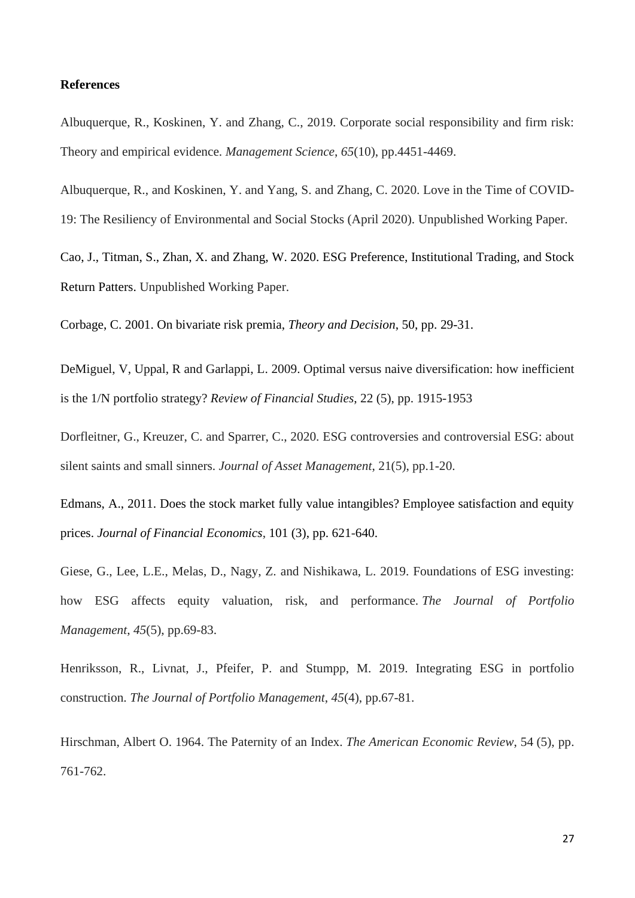**References**

Albuquerque, R., Koskinen, Y. and Zhang, C., 2019. Corporate social responsibility and firm risk: Theory and empirical evidence. *Management Science*, *65*(10), pp.4451-4469.

Albuquerque, R., and Koskinen, Y. and Yang, S. and Zhang, C. 2020. Love in the Time of COVID-19: The Resiliency of Environmental and Social Stocks (April 2020). Unpublished Working Paper.

Cao, J., Titman, S., Zhan, X. and Zhang, W. 2020. ESG Preference, Institutional Trading, and Stock Return Patters. Unpublished Working Paper.

Corbage, C. 2001. On bivariate risk premia, *Theory and Decision*, 50, pp. 29-31.

DeMiguel, V, Uppal, R and Garlappi, L. 2009. Optimal versus naive diversification: how inefficient is the 1/N portfolio strategy? *Review of Financial Studies*, 22 (5), pp. 1915-1953

Dorfleitner, G., Kreuzer, C. and Sparrer, C., 2020. ESG controversies and controversial ESG: about silent saints and small sinners. *Journal of Asset Management*, 21(5), pp.1-20.

Edmans, A., 2011. Does the stock market fully value intangibles? Employee satisfaction and equity prices. *Journal of Financial Economics*, 101 (3), pp. 621-640.

Giese, G., Lee, L.E., Melas, D., Nagy, Z. and Nishikawa, L. 2019. Foundations of ESG investing: how ESG affects equity valuation, risk, and performance. *The Journal of Portfolio Management*, *45*(5), pp.69-83.

Henriksson, R., Livnat, J., Pfeifer, P. and Stumpp, M. 2019. Integrating ESG in portfolio construction. *The Journal of Portfolio Management*, *45*(4), pp.67-81.

Hirschman, Albert O. 1964. The Paternity of an Index. *The American Economic Review*, 54 (5), pp. 761-762.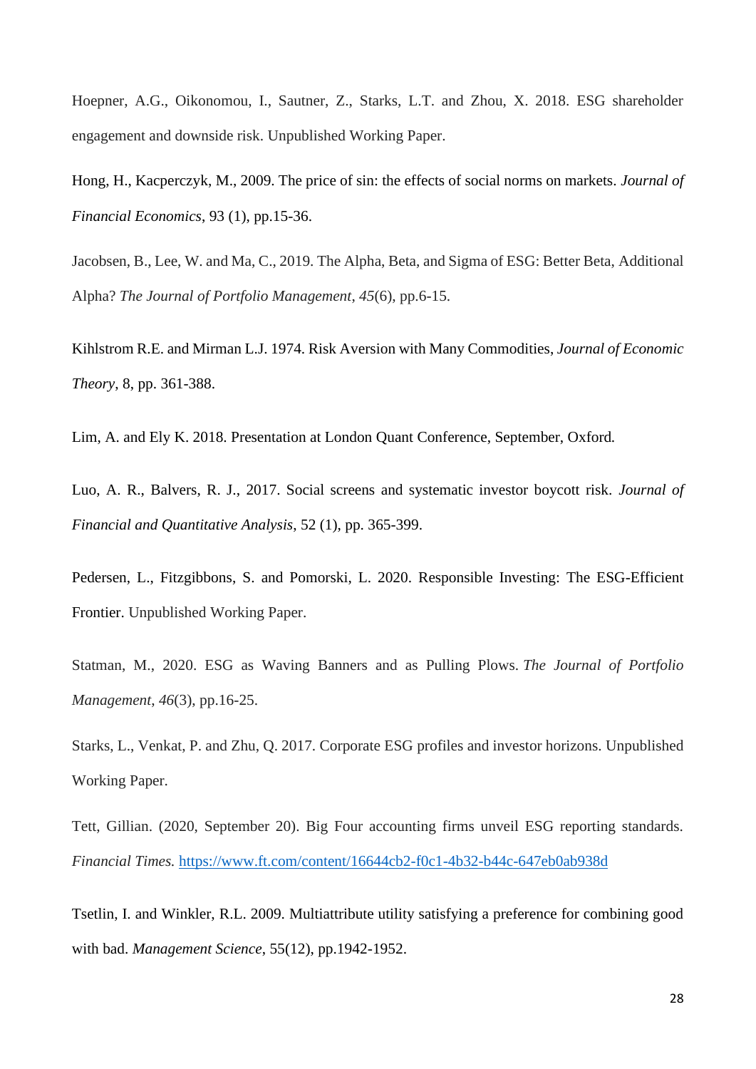Hoepner, A.G., Oikonomou, I., Sautner, Z., Starks, L.T. and Zhou, X. 2018. ESG shareholder engagement and downside risk. Unpublished Working Paper.

Hong, H., Kacperczyk, M., 2009. The price of sin: the effects of social norms on markets. *Journal of Financial Economics*, 93 (1), pp.15-36.

Jacobsen, B., Lee, W. and Ma, C., 2019. The Alpha, Beta, and Sigma of ESG: Better Beta, Additional Alpha? *The Journal of Portfolio Management*, *45*(6), pp.6-15.

Kihlstrom R.E. and Mirman L.J. 1974. Risk Aversion with Many Commodities, *Journal of Economic Theory*, 8, pp. 361-388.

Lim, A. and Ely K. 2018. Presentation at London Quant Conference, September, Oxford.

Luo, A. R., Balvers, R. J., 2017. Social screens and systematic investor boycott risk. *Journal of Financial and Quantitative Analysis*, 52 (1), pp. 365-399.

Pedersen, L., Fitzgibbons, S. and Pomorski, L. 2020. Responsible Investing: The ESG-Efficient Frontier. Unpublished Working Paper.

Statman, M., 2020. ESG as Waving Banners and as Pulling Plows. *The Journal of Portfolio Management*, *46*(3), pp.16-25.

Starks, L., Venkat, P. and Zhu, Q. 2017. Corporate ESG profiles and investor horizons. Unpublished Working Paper.

Tett, Gillian. (2020, September 20). Big Four accounting firms unveil ESG reporting standards. *Financial Times.* https://www.ft.com/content/16644cb2-f0c1-4b32-b44c-647eb0ab938d

Tsetlin, I. and Winkler, R.L. 2009. Multiattribute utility satisfying a preference for combining good with bad. *Management Science*, 55(12), pp.1942-1952.